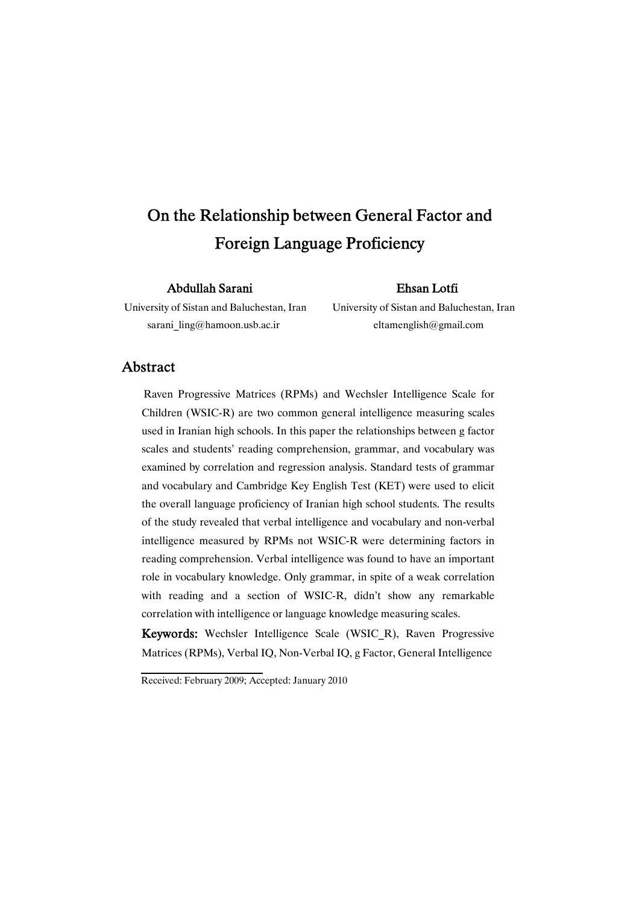# On the Relationship between General Factor and Foreign Language Proficiency

**Abdullah Sarani**
University of Sistan and Baluchestan, Iran
sarani_ling@hamoon.usb.ac.ir

**Ehsan Lotfi**
University of Sistan and Baluchestan, Iran
eltamenglish@gmail.com

## Abstract

Raven Progressive Matrices (RPMs) and Wechsler Intelligence Scale for Children (WSIC-R) are two common general intelligence measuring scales used in Iranian high schools. In this paper the relationships between g factor scales and students' reading comprehension, grammar, and vocabulary was examined by correlation and regression analysis. Standard tests of grammar and vocabulary and Cambridge Key English Test (KET) were used to elicit the overall language proficiency of Iranian high school students. The results of the study revealed that verbal intelligence and vocabulary and non-verbal intelligence measured by RPMs not WSIC-R were determining factors in reading comprehension. Verbal intelligence was found to have an important role in vocabulary knowledge. Only grammar, in spite of a weak correlation with reading and a section of WSIC-R, didn't show any remarkable correlation with intelligence or language knowledge measuring scales.

**Keywords:** Wechsler Intelligence Scale (WSIC_R), Raven Progressive Matrices (RPMs), Verbal IQ, Non-Verbal IQ, g Factor, General Intelligence

Received: February 2009; Accepted: January 2010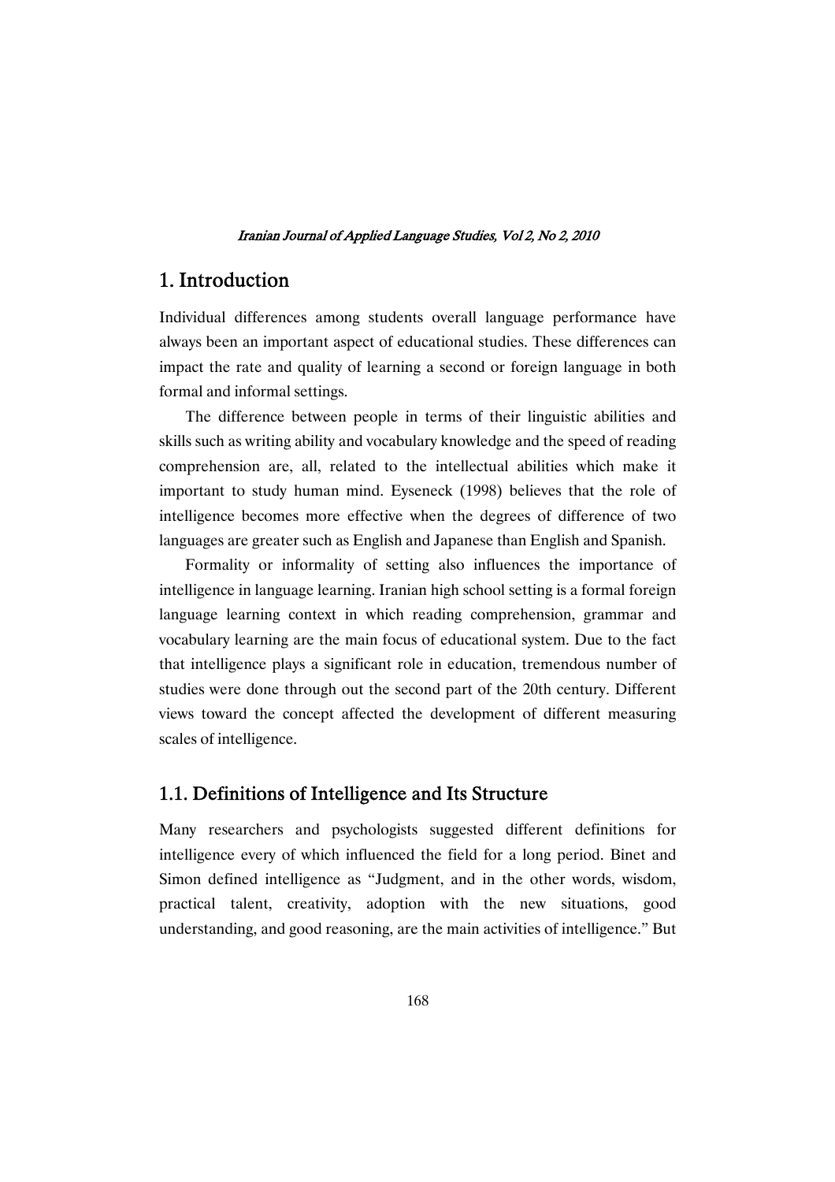# 1. Introduction

Individual differences among students overall language performance have always been an important aspect of educational studies. These differences can impact the rate and quality of learning a second or foreign language in both formal and informal settings.

The difference between people in terms of their linguistic abilities and skills such as writing ability and vocabulary knowledge and the speed of reading comprehension are, all, related to the intellectual abilities which make it important to study human mind. Eyseneck (1998) believes that the role of intelligence becomes more effective when the degrees of difference of two languages are greater such as English and Japanese than English and Spanish.

Formality or informality of setting also influences the importance of intelligence in language learning. Iranian high school setting is a formal foreign language learning context in which reading comprehension, grammar and vocabulary learning are the main focus of educational system. Due to the fact that intelligence plays a significant role in education, tremendous number of studies were done through out the second part of the 20th century. Different views toward the concept affected the development of different measuring scales of intelligence.

## 1.1. Definitions of Intelligence and Its Structure

Many researchers and psychologists suggested different definitions for intelligence every of which influenced the field for a long period. Binet and Simon defined intelligence as "Judgment, and in the other words, wisdom, practical talent, creativity, adoption with the new situations, good understanding, and good reasoning, are the main activities of intelligence." But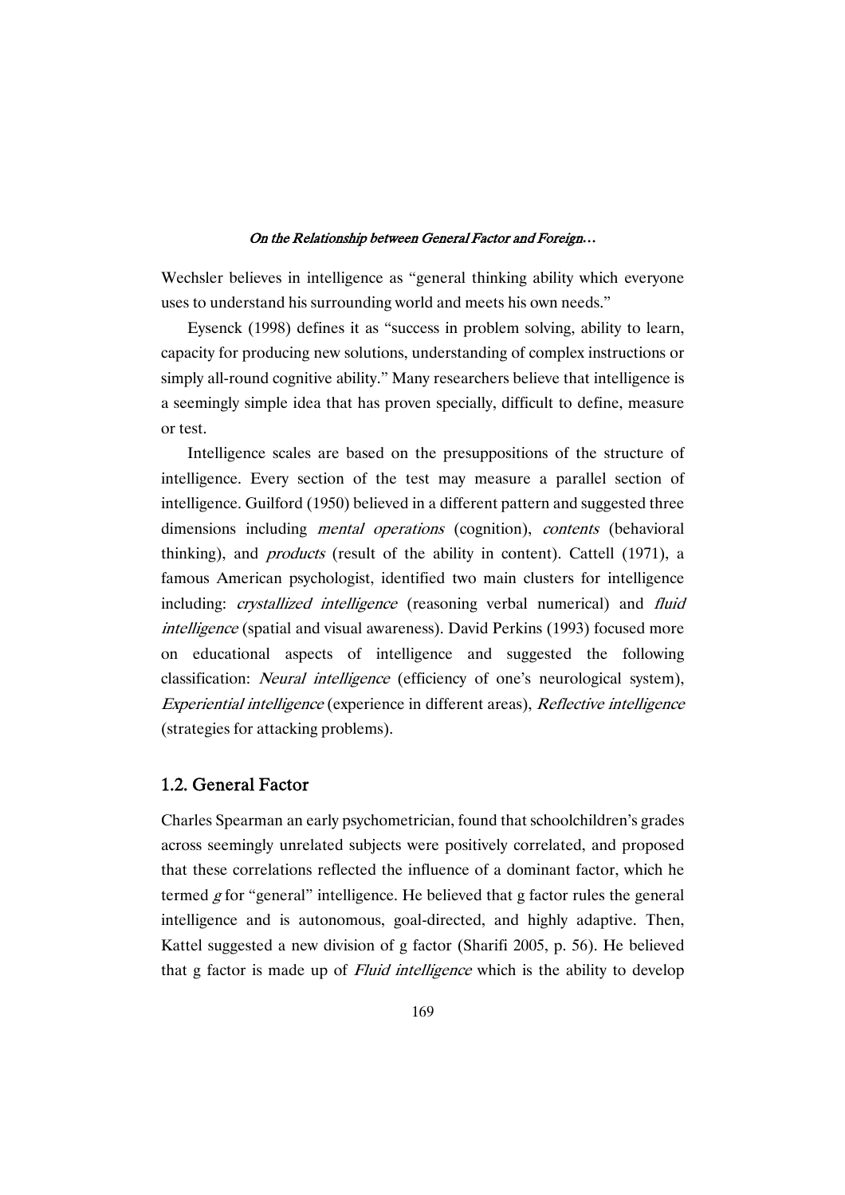Wechsler believes in intelligence as “general thinking ability which everyone uses to understand his surrounding world and meets his own needs.”

Eysenck (1998) defines it as “success in problem solving, ability to learn, capacity for producing new solutions, understanding of complex instructions or simply all-round cognitive ability.” Many researchers believe that intelligence is a seemingly simple idea that has proven specially, difficult to define, measure or test.

Intelligence scales are based on the presuppositions of the structure of intelligence. Every section of the test may measure a parallel section of intelligence. Guilford (1950) believed in a different pattern and suggested three dimensions including *mental operations* (cognition), *contents* (behavioral thinking), and *products* (result of the ability in content). Cattell (1971), a famous American psychologist, identified two main clusters for intelligence including: *crystallized intelligence* (reasoning verbal numerical) and *fluid intelligence* (spatial and visual awareness). David Perkins (1993) focused more on educational aspects of intelligence and suggested the following classification: *Neural intelligence* (efficiency of one’s neurological system), *Experiential intelligence* (experience in different areas), *Reflective intelligence* (strategies for attacking problems).

## 1.2. General Factor

Charles Spearman an early psychometrician, found that schoolchildren’s grades across seemingly unrelated subjects were positively correlated, and proposed that these correlations reflected the influence of a dominant factor, which he termed *g* for “general” intelligence. He believed that g factor rules the general intelligence and is autonomous, goal-directed, and highly adaptive. Then, Kattel suggested a new division of g factor (Sharifi 2005, p. 56). He believed that g factor is made up of *Fluid intelligence* which is the ability to develop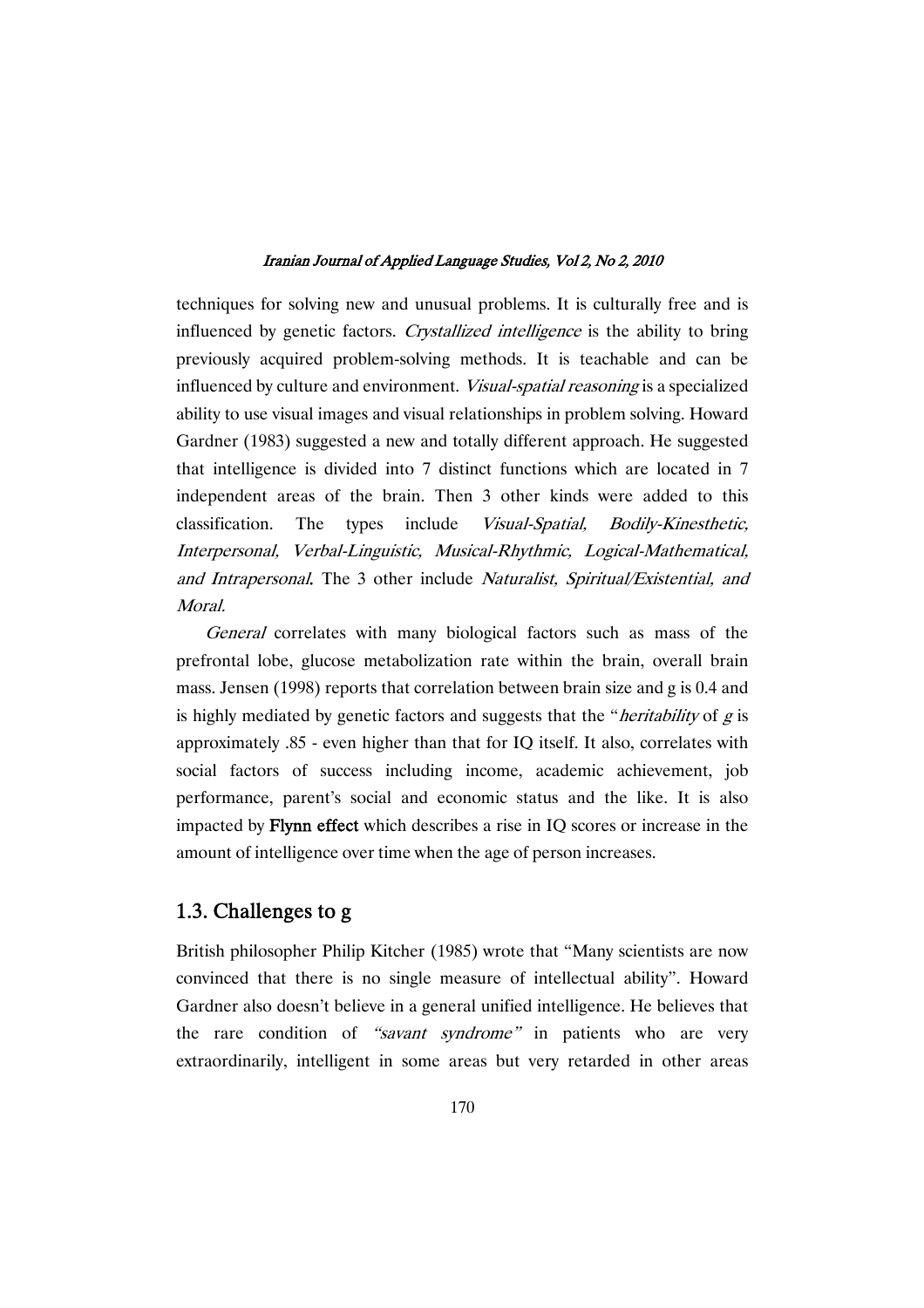techniques for solving new and unusual problems. It is culturally free and is influenced by genetic factors. *Crystallized intelligence* is the ability to bring previously acquired problem-solving methods. It is teachable and can be influenced by culture and environment. *Visual-spatial reasoning* is a specialized ability to use visual images and visual relationships in problem solving. Howard Gardner (1983) suggested a new and totally different approach. He suggested that intelligence is divided into 7 distinct functions which are located in 7 independent areas of the brain. Then 3 other kinds were added to this classification. The types include *Visual-Spatial, Bodily-Kinesthetic, Interpersonal, Verbal-Linguistic, Musical-Rhythmic, Logical-Mathematical, and Intrapersonal*. The 3 other include *Naturalist, Spiritual/Existential, and Moral.*

*General* correlates with many biological factors such as mass of the prefrontal lobe, glucose metabolization rate within the brain, overall brain mass. Jensen (1998) reports that correlation between brain size and g is 0.4 and is highly mediated by genetic factors and suggests that the "*heritability* of *g* is approximately .85 - even higher than that for IQ itself. It also, correlates with social factors of success including income, academic achievement, job performance, parent's social and economic status and the like. It is also impacted by **Flynn effect** which describes a rise in IQ scores or increase in the amount of intelligence over time when the age of person increases.

## 1.3. Challenges to g

British philosopher Philip Kitcher (1985) wrote that "Many scientists are now convinced that there is no single measure of intellectual ability". Howard Gardner also doesn't believe in a general unified intelligence. He believes that the rare condition of *"savant syndrome"* in patients who are very extraordinarily, intelligent in some areas but very retarded in other areas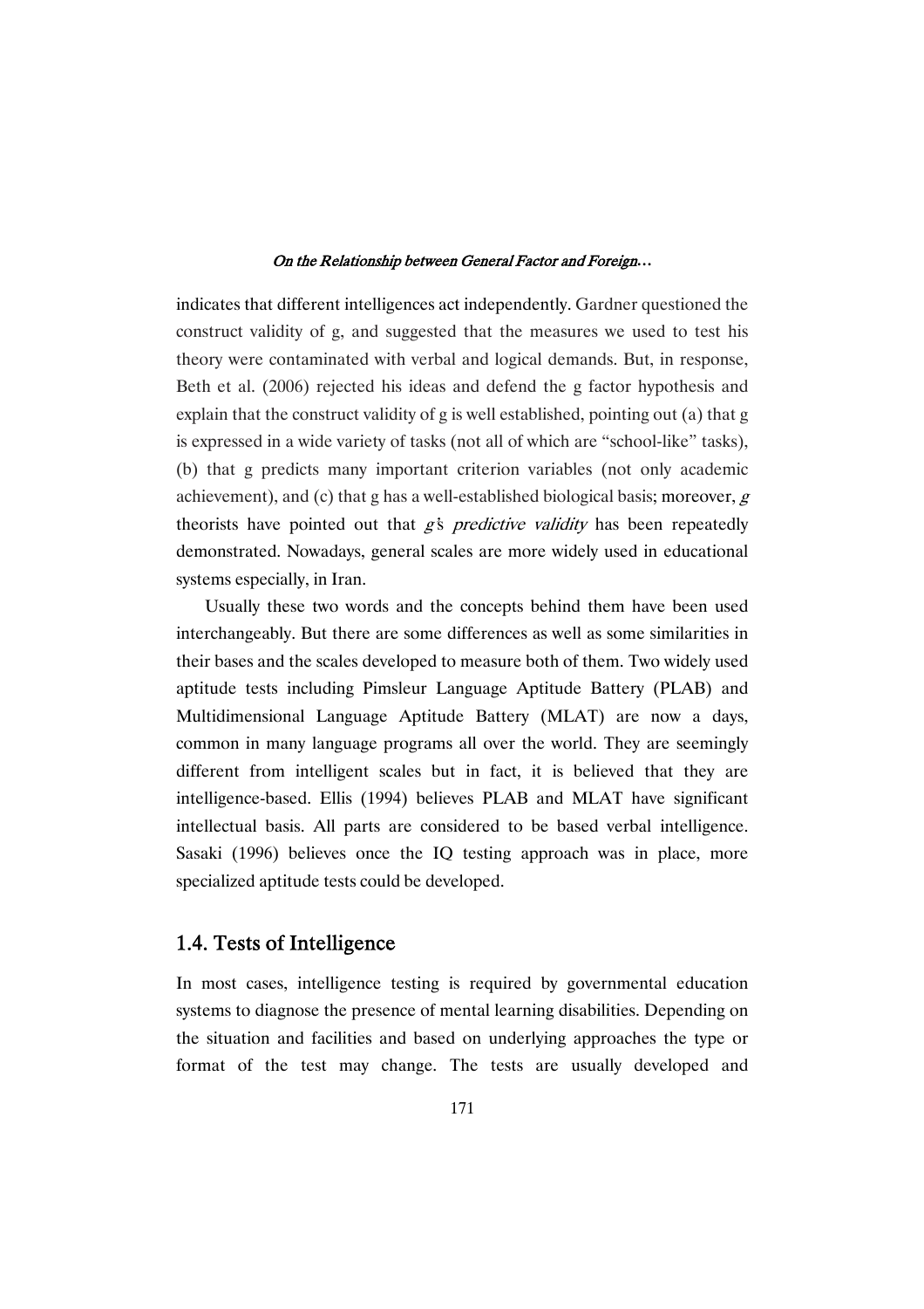indicates that different intelligences act independently. Gardner questioned the construct validity of g, and suggested that the measures we used to test his theory were contaminated with verbal and logical demands. But, in response, Beth et al. (2006) rejected his ideas and defend the g factor hypothesis and explain that the construct validity of g is well established, pointing out (a) that g is expressed in a wide variety of tasks (not all of which are "school-like" tasks), (b) that g predicts many important criterion variables (not only academic achievement), and (c) that g has a well-established biological basis; moreover, *g* theorists have pointed out that *g*'s *predictive validity* has been repeatedly demonstrated. Nowadays, general scales are more widely used in educational systems especially, in Iran.

Usually these two words and the concepts behind them have been used interchangeably. But there are some differences as well as some similarities in their bases and the scales developed to measure both of them. Two widely used aptitude tests including Pimsleur Language Aptitude Battery (PLAB) and Multidimensional Language Aptitude Battery (MLAT) are now a days, common in many language programs all over the world. They are seemingly different from intelligent scales but in fact, it is believed that they are intelligence-based. Ellis (1994) believes PLAB and MLAT have significant intellectual basis. All parts are considered to be based verbal intelligence. Sasaki (1996) believes once the IQ testing approach was in place, more specialized aptitude tests could be developed.

## 1.4. Tests of Intelligence

In most cases, intelligence testing is required by governmental education systems to diagnose the presence of mental learning disabilities. Depending on the situation and facilities and based on underlying approaches the type or format of the test may change. The tests are usually developed and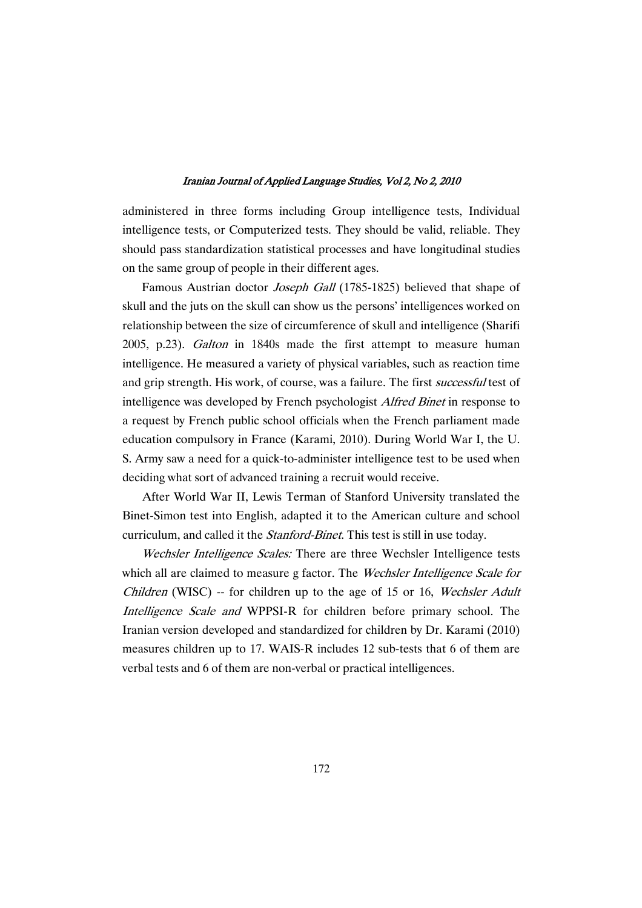administered in three forms including Group intelligence tests, Individual intelligence tests, or Computerized tests. They should be valid, reliable. They should pass standardization statistical processes and have longitudinal studies on the same group of people in their different ages.

Famous Austrian doctor *Joseph Gall* (1785-1825) believed that shape of skull and the juts on the skull can show us the persons' intelligences worked on relationship between the size of circumference of skull and intelligence (Sharifi 2005, p.23). *Galton* in 1840s made the first attempt to measure human intelligence. He measured a variety of physical variables, such as reaction time and grip strength. His work, of course, was a failure. The first *successful* test of intelligence was developed by French psychologist *Alfred Binet* in response to a request by French public school officials when the French parliament made education compulsory in France (Karami, 2010). During World War I, the U. S. Army saw a need for a quick-to-administer intelligence test to be used when deciding what sort of advanced training a recruit would receive.

After World War II, Lewis Terman of Stanford University translated the Binet-Simon test into English, adapted it to the American culture and school curriculum, and called it the *Stanford-Binet*. This test is still in use today.

*Wechsler Intelligence Scales:* There are three Wechsler Intelligence tests which all are claimed to measure g factor. The *Wechsler Intelligence Scale for Children* (WISC) -- for children up to the age of 15 or 16, *Wechsler Adult Intelligence Scale and* WPPSI-R for children before primary school. The Iranian version developed and standardized for children by Dr. Karami (2010) measures children up to 17. WAIS-R includes 12 sub-tests that 6 of them are verbal tests and 6 of them are non-verbal or practical intelligences.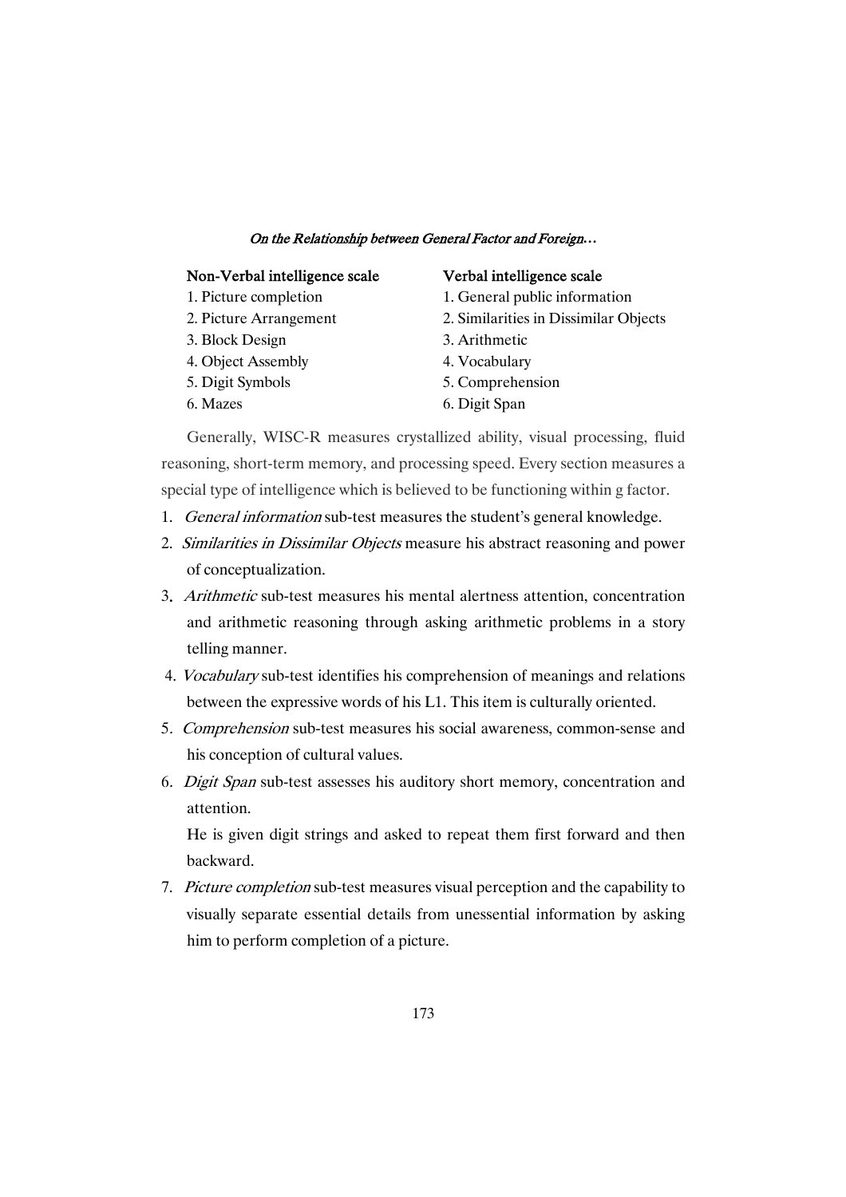| Non-Verbal intelligence scale | Verbal intelligence scale |
|---|---|
| 1. Picture completion | 1. General public information |
| 2. Picture Arrangement | 2. Similarities in Dissimilar Objects |
| 3. Block Design | 3. Arithmetic |
| 4. Object Assembly | 4. Vocabulary |
| 5. Digit Symbols | 5. Comprehension |
| 6. Mazes | 6. Digit Span |

Generally, WISC-R measures crystallized ability, visual processing, fluid reasoning, short-term memory, and processing speed. Every section measures a special type of intelligence which is believed to be functioning within g factor.

1. *General information* sub-test measures the student's general knowledge.
2. *Similarities in Dissimilar Objects* measure his abstract reasoning and power of conceptualization.
3. *Arithmetic* sub-test measures his mental alertness attention, concentration and arithmetic reasoning through asking arithmetic problems in a story telling manner.
4. *Vocabulary* sub-test identifies his comprehension of meanings and relations between the expressive words of his L1. This item is culturally oriented.
5. *Comprehension* sub-test measures his social awareness, common-sense and his conception of cultural values.
6. *Digit Span* sub-test assesses his auditory short memory, concentration and attention.

   He is given digit strings and asked to repeat them first forward and then backward.
7. *Picture completion* sub-test measures visual perception and the capability to visually separate essential details from unessential information by asking him to perform completion of a picture.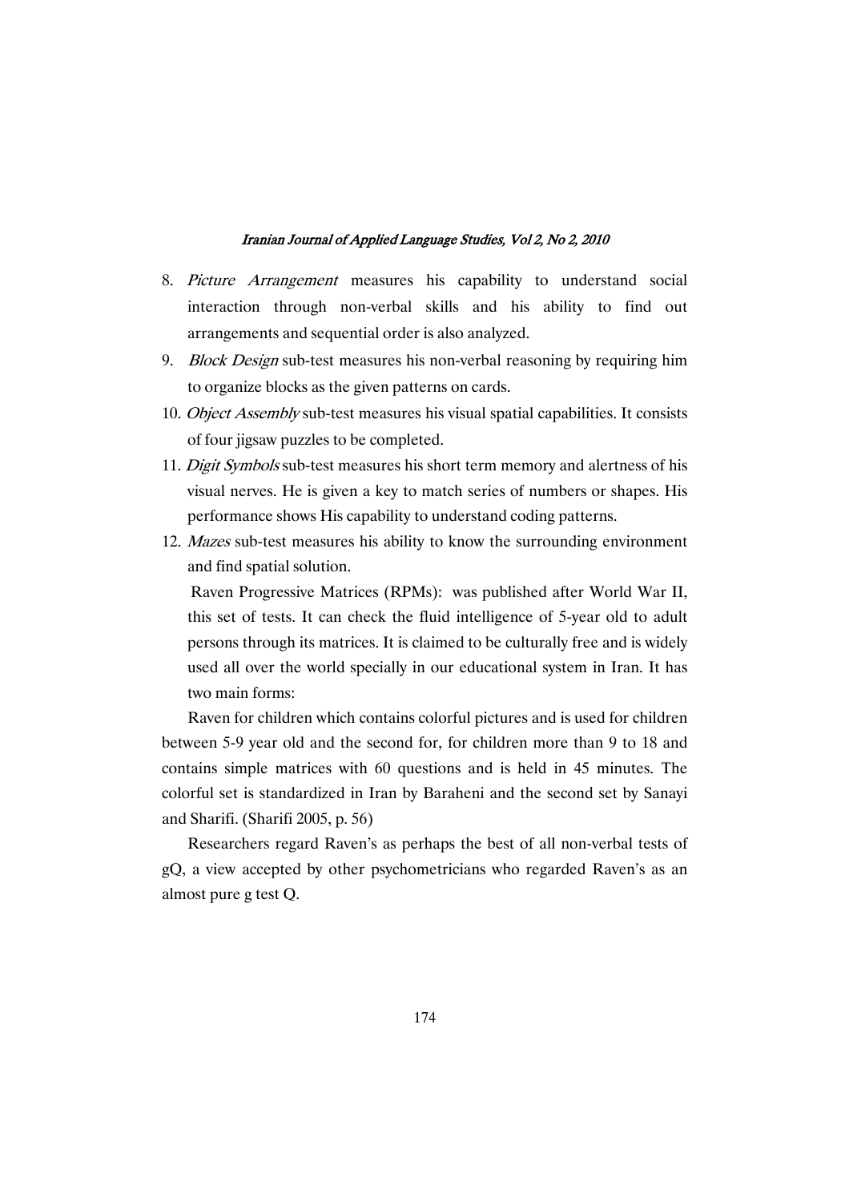8. *Picture Arrangement* measures his capability to understand social interaction through non-verbal skills and his ability to find out arrangements and sequential order is also analyzed.
9. *Block Design* sub-test measures his non-verbal reasoning by requiring him to organize blocks as the given patterns on cards.
10. *Object Assembly* sub-test measures his visual spatial capabilities. It consists of four jigsaw puzzles to be completed.
11. *Digit Symbols* sub-test measures his short term memory and alertness of his visual nerves. He is given a key to match series of numbers or shapes. His performance shows His capability to understand coding patterns.
12. *Mazes* sub-test measures his ability to know the surrounding environment and find spatial solution.

Raven Progressive Matrices (RPMs): was published after World War II, this set of tests. It can check the fluid intelligence of 5-year old to adult persons through its matrices. It is claimed to be culturally free and is widely used all over the world specially in our educational system in Iran. It has two main forms:

Raven for children which contains colorful pictures and is used for children between 5-9 year old and the second for, for children more than 9 to 18 and contains simple matrices with 60 questions and is held in 45 minutes. The colorful set is standardized in Iran by Baraheni and the second set by Sanayi and Sharifi. (Sharifi 2005, p. 56)

Researchers regard Raven's as perhaps the best of all non-verbal tests of gQ, a view accepted by other psychometricians who regarded Raven's as an almost pure g test Q.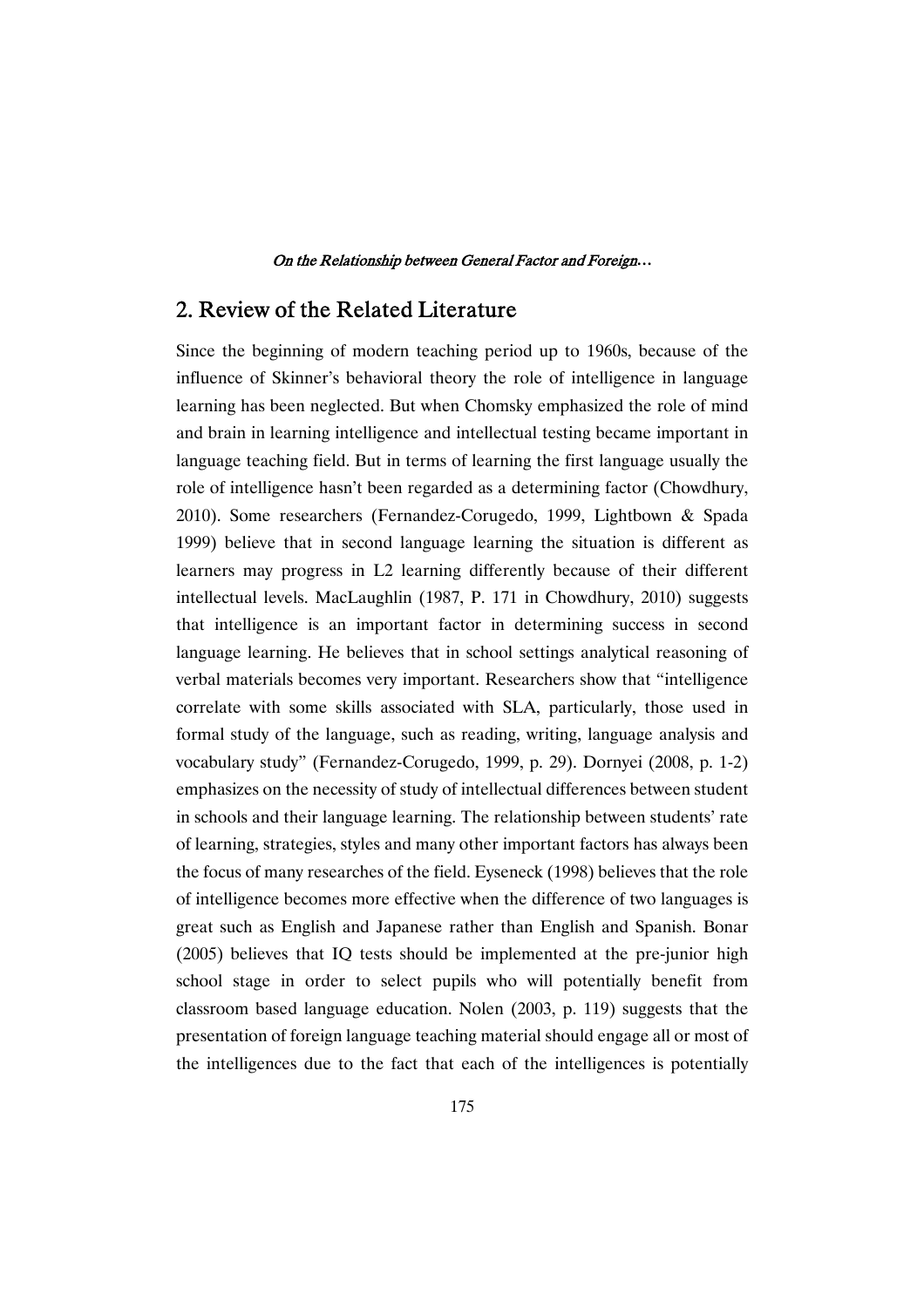## 2. Review of the Related Literature

Since the beginning of modern teaching period up to 1960s, because of the influence of Skinner's behavioral theory the role of intelligence in language learning has been neglected. But when Chomsky emphasized the role of mind and brain in learning intelligence and intellectual testing became important in language teaching field. But in terms of learning the first language usually the role of intelligence hasn't been regarded as a determining factor (Chowdhury, 2010). Some researchers (Fernandez-Corugedo, 1999, Lightbown & Spada 1999) believe that in second language learning the situation is different as learners may progress in L2 learning differently because of their different intellectual levels. MacLaughlin (1987, P. 171 in Chowdhury, 2010) suggests that intelligence is an important factor in determining success in second language learning. He believes that in school settings analytical reasoning of verbal materials becomes very important. Researchers show that "intelligence correlate with some skills associated with SLA, particularly, those used in formal study of the language, such as reading, writing, language analysis and vocabulary study" (Fernandez-Corugedo, 1999, p. 29). Dornyei (2008, p. 1-2) emphasizes on the necessity of study of intellectual differences between student in schools and their language learning. The relationship between students' rate of learning, strategies, styles and many other important factors has always been the focus of many researches of the field. Eyseneck (1998) believes that the role of intelligence becomes more effective when the difference of two languages is great such as English and Japanese rather than English and Spanish. Bonar (2005) believes that IQ tests should be implemented at the pre-junior high school stage in order to select pupils who will potentially benefit from classroom based language education. Nolen (2003, p. 119) suggests that the presentation of foreign language teaching material should engage all or most of the intelligences due to the fact that each of the intelligences is potentially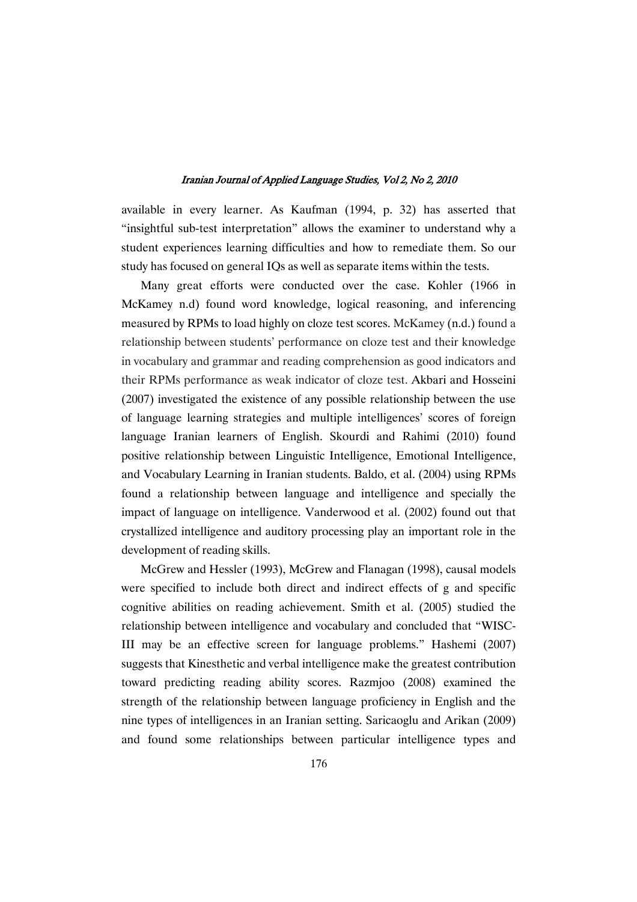available in every learner. As Kaufman (1994, p. 32) has asserted that "insightful sub-test interpretation" allows the examiner to understand why a student experiences learning difficulties and how to remediate them. So our study has focused on general IQs as well as separate items within the tests.

Many great efforts were conducted over the case. Kohler (1966 in McKamey n.d) found word knowledge, logical reasoning, and inferencing measured by RPMs to load highly on cloze test scores. McKamey (n.d.) found a relationship between students' performance on cloze test and their knowledge in vocabulary and grammar and reading comprehension as good indicators and their RPMs performance as weak indicator of cloze test. Akbari and Hosseini (2007) investigated the existence of any possible relationship between the use of language learning strategies and multiple intelligences' scores of foreign language Iranian learners of English. Skourdi and Rahimi (2010) found positive relationship between Linguistic Intelligence, Emotional Intelligence, and Vocabulary Learning in Iranian students. Baldo, et al. (2004) using RPMs found a relationship between language and intelligence and specially the impact of language on intelligence. Vanderwood et al. (2002) found out that crystallized intelligence and auditory processing play an important role in the development of reading skills.

McGrew and Hessler (1993), McGrew and Flanagan (1998), causal models were specified to include both direct and indirect effects of g and specific cognitive abilities on reading achievement. Smith et al. (2005) studied the relationship between intelligence and vocabulary and concluded that "WISC-III may be an effective screen for language problems." Hashemi (2007) suggests that Kinesthetic and verbal intelligence make the greatest contribution toward predicting reading ability scores. Razmjoo (2008) examined the strength of the relationship between language proficiency in English and the nine types of intelligences in an Iranian setting. Saricaoglu and Arikan (2009) and found some relationships between particular intelligence types and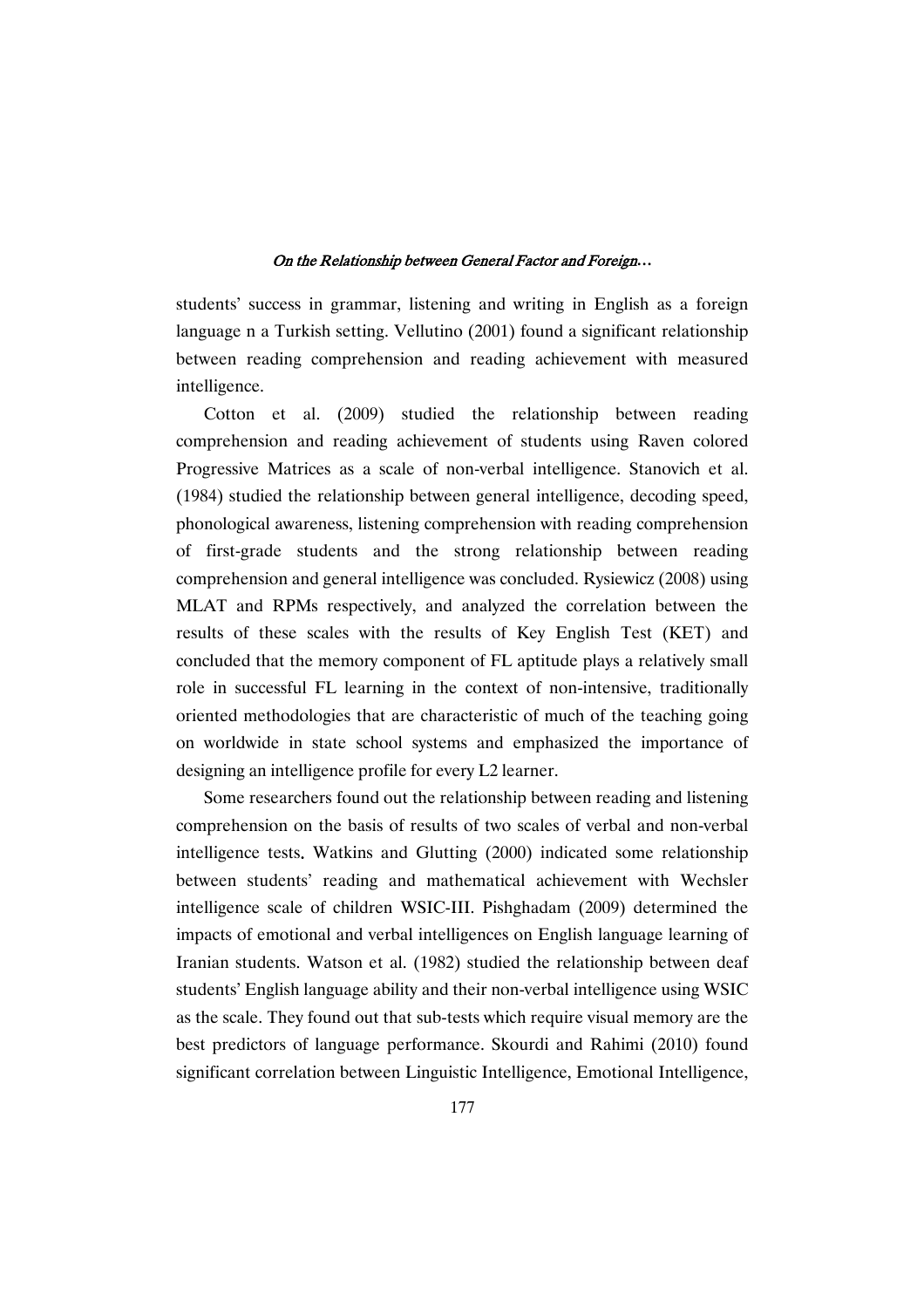students' success in grammar, listening and writing in English as a foreign language n a Turkish setting. Vellutino (2001) found a significant relationship between reading comprehension and reading achievement with measured intelligence.

Cotton et al. (2009) studied the relationship between reading comprehension and reading achievement of students using Raven colored Progressive Matrices as a scale of non-verbal intelligence. Stanovich et al. (1984) studied the relationship between general intelligence, decoding speed, phonological awareness, listening comprehension with reading comprehension of first-grade students and the strong relationship between reading comprehension and general intelligence was concluded. Rysiewicz (2008) using MLAT and RPMs respectively, and analyzed the correlation between the results of these scales with the results of Key English Test (KET) and concluded that the memory component of FL aptitude plays a relatively small role in successful FL learning in the context of non-intensive, traditionally oriented methodologies that are characteristic of much of the teaching going on worldwide in state school systems and emphasized the importance of designing an intelligence profile for every L2 learner.

Some researchers found out the relationship between reading and listening comprehension on the basis of results of two scales of verbal and non-verbal intelligence tests. Watkins and Glutting (2000) indicated some relationship between students' reading and mathematical achievement with Wechsler intelligence scale of children WSIC-III. Pishghadam (2009) determined the impacts of emotional and verbal intelligences on English language learning of Iranian students. Watson et al. (1982) studied the relationship between deaf students' English language ability and their non-verbal intelligence using WSIC as the scale. They found out that sub-tests which require visual memory are the best predictors of language performance. Skourdi and Rahimi (2010) found significant correlation between Linguistic Intelligence, Emotional Intelligence,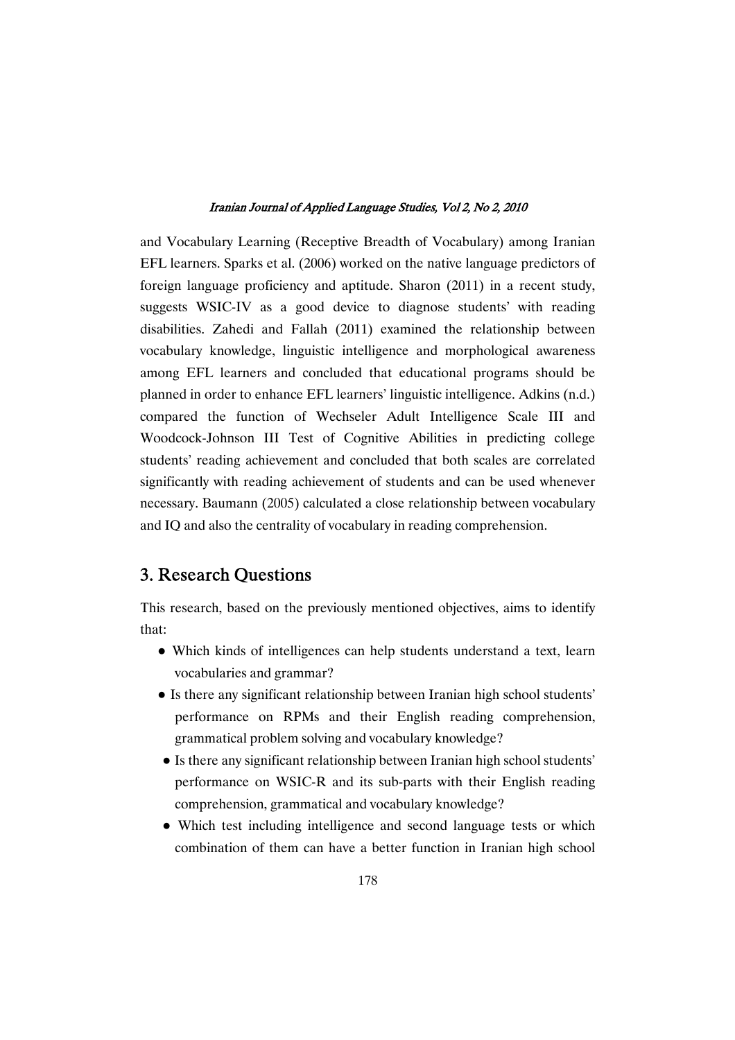and Vocabulary Learning (Receptive Breadth of Vocabulary) among Iranian EFL learners. Sparks et al. (2006) worked on the native language predictors of foreign language proficiency and aptitude. Sharon (2011) in a recent study, suggests WSIC-IV as a good device to diagnose students' with reading disabilities. Zahedi and Fallah (2011) examined the relationship between vocabulary knowledge, linguistic intelligence and morphological awareness among EFL learners and concluded that educational programs should be planned in order to enhance EFL learners' linguistic intelligence. Adkins (n.d.) compared the function of Wechseler Adult Intelligence Scale III and Woodcock-Johnson III Test of Cognitive Abilities in predicting college students' reading achievement and concluded that both scales are correlated significantly with reading achievement of students and can be used whenever necessary. Baumann (2005) calculated a close relationship between vocabulary and IQ and also the centrality of vocabulary in reading comprehension.

## 3. Research Questions

This research, based on the previously mentioned objectives, aims to identify that:

- Which kinds of intelligences can help students understand a text, learn vocabularies and grammar?
- Is there any significant relationship between Iranian high school students' performance on RPMs and their English reading comprehension, grammatical problem solving and vocabulary knowledge?
- Is there any significant relationship between Iranian high school students' performance on WSIC-R and its sub-parts with their English reading comprehension, grammatical and vocabulary knowledge?
- Which test including intelligence and second language tests or which combination of them can have a better function in Iranian high school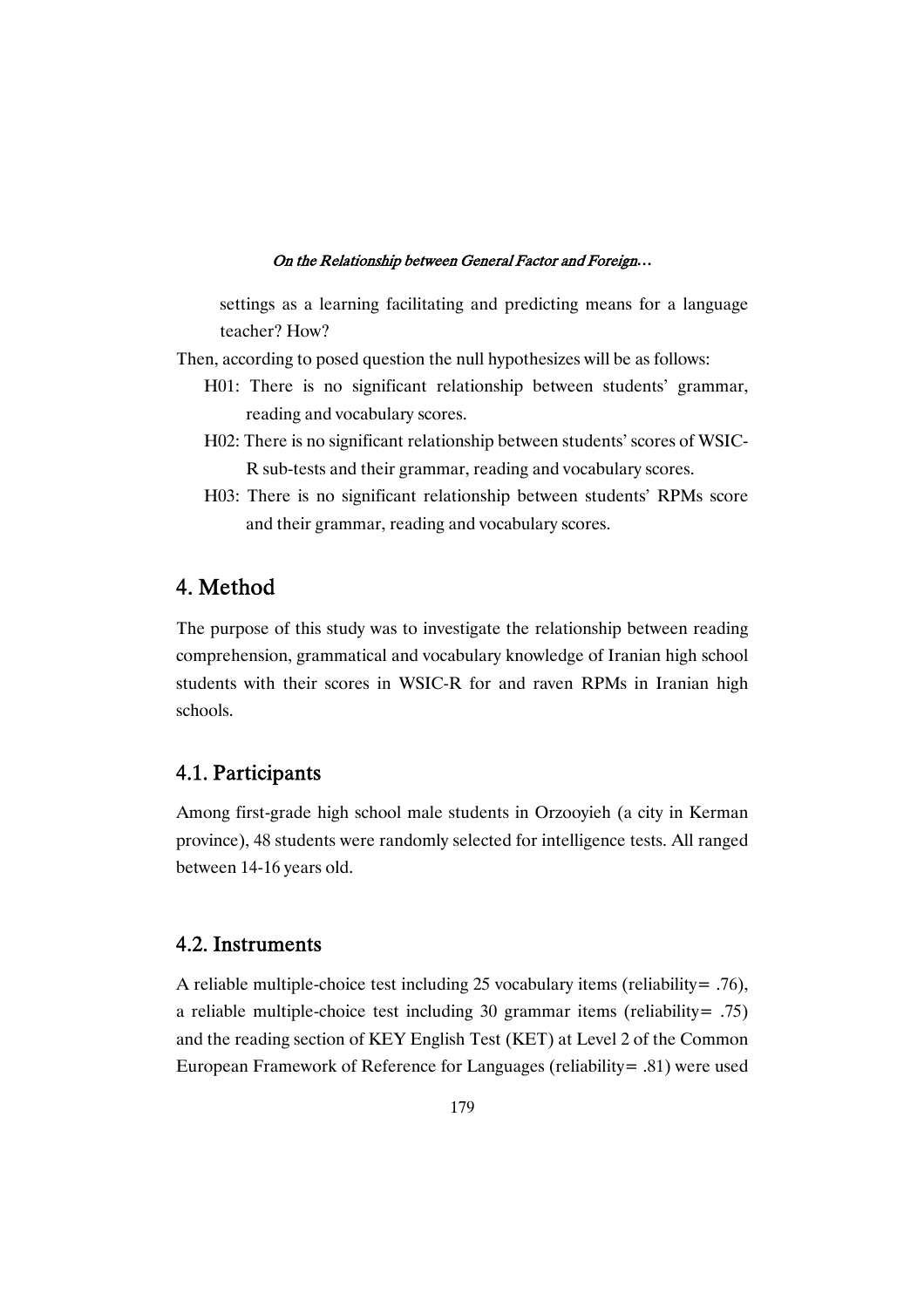settings as a learning facilitating and predicting means for a language teacher? How?

Then, according to posed question the null hypothesizes will be as follows:

H01: There is no significant relationship between students' grammar, reading and vocabulary scores.

H02: There is no significant relationship between students' scores of WSIC-R sub-tests and their grammar, reading and vocabulary scores.

H03: There is no significant relationship between students' RPMs score and their grammar, reading and vocabulary scores.

## 4. Method

The purpose of this study was to investigate the relationship between reading comprehension, grammatical and vocabulary knowledge of Iranian high school students with their scores in WSIC-R for and raven RPMs in Iranian high schools.

### 4.1. Participants

Among first-grade high school male students in Orzooyieh (a city in Kerman province), 48 students were randomly selected for intelligence tests. All ranged between 14-16 years old.

### 4.2. Instruments

A reliable multiple-choice test including 25 vocabulary items (reliability= .76), a reliable multiple-choice test including 30 grammar items (reliability= .75) and the reading section of KEY English Test (KET) at Level 2 of the Common European Framework of Reference for Languages (reliability= .81) were used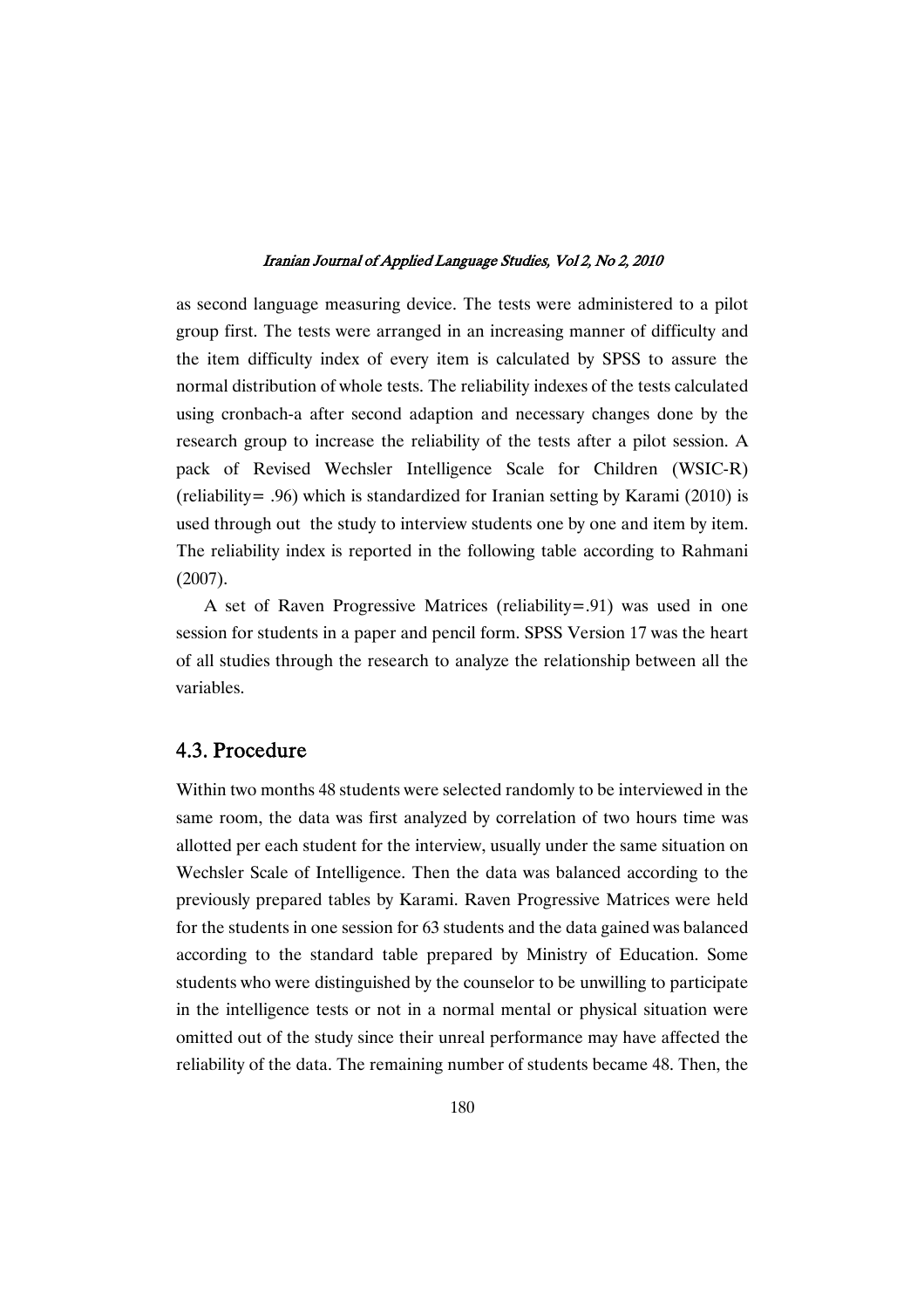as second language measuring device. The tests were administered to a pilot group first. The tests were arranged in an increasing manner of difficulty and the item difficulty index of every item is calculated by SPSS to assure the normal distribution of whole tests. The reliability indexes of the tests calculated using cronbach-a after second adaption and necessary changes done by the research group to increase the reliability of the tests after a pilot session. A pack of Revised Wechsler Intelligence Scale for Children (WSIC-R) (reliability= .96) which is standardized for Iranian setting by Karami (2010) is used through out the study to interview students one by one and item by item. The reliability index is reported in the following table according to Rahmani (2007).

A set of Raven Progressive Matrices (reliability=.91) was used in one session for students in a paper and pencil form. SPSS Version 17 was the heart of all studies through the research to analyze the relationship between all the variables.

## 4.3. Procedure

Within two months 48 students were selected randomly to be interviewed in the same room, the data was first analyzed by correlation of two hours time was allotted per each student for the interview, usually under the same situation on Wechsler Scale of Intelligence. Then the data was balanced according to the previously prepared tables by Karami. Raven Progressive Matrices were held for the students in one session for 63 students and the data gained was balanced according to the standard table prepared by Ministry of Education. Some students who were distinguished by the counselor to be unwilling to participate in the intelligence tests or not in a normal mental or physical situation were omitted out of the study since their unreal performance may have affected the reliability of the data. The remaining number of students became 48. Then, the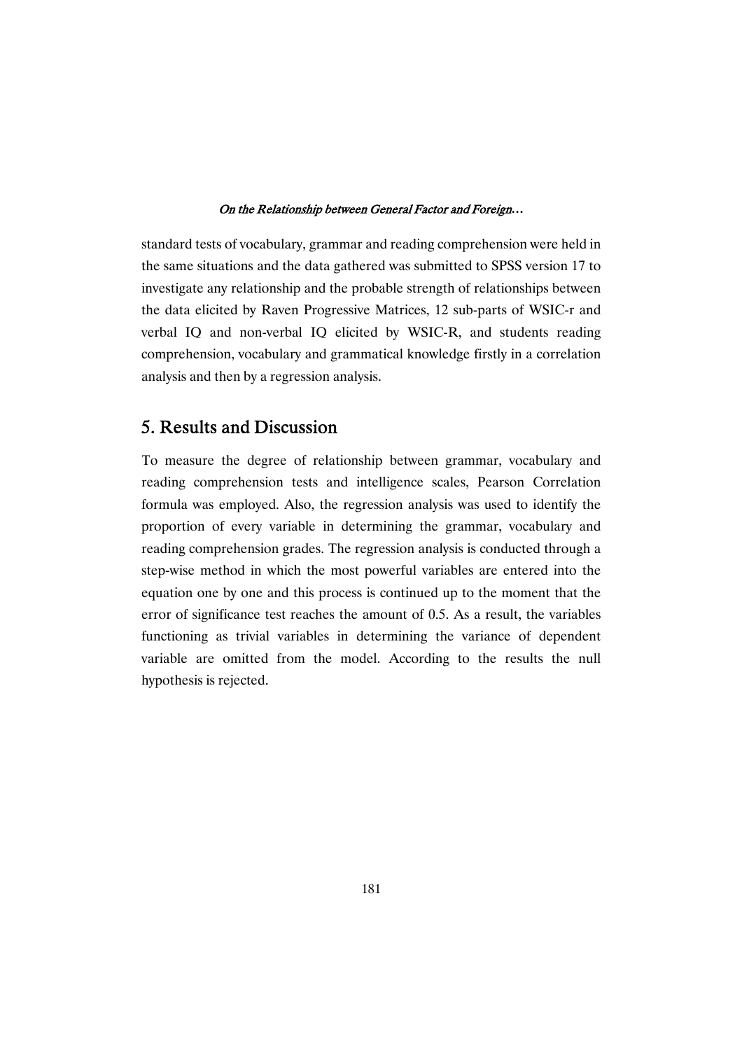standard tests of vocabulary, grammar and reading comprehension were held in the same situations and the data gathered was submitted to SPSS version 17 to investigate any relationship and the probable strength of relationships between the data elicited by Raven Progressive Matrices, 12 sub-parts of WSIC-r and verbal IQ and non-verbal IQ elicited by WSIC-R, and students reading comprehension, vocabulary and grammatical knowledge firstly in a correlation analysis and then by a regression analysis.

## 5. Results and Discussion

To measure the degree of relationship between grammar, vocabulary and reading comprehension tests and intelligence scales, Pearson Correlation formula was employed. Also, the regression analysis was used to identify the proportion of every variable in determining the grammar, vocabulary and reading comprehension grades. The regression analysis is conducted through a step-wise method in which the most powerful variables are entered into the equation one by one and this process is continued up to the moment that the error of significance test reaches the amount of 0.5. As a result, the variables functioning as trivial variables in determining the variance of dependent variable are omitted from the model. According to the results the null hypothesis is rejected.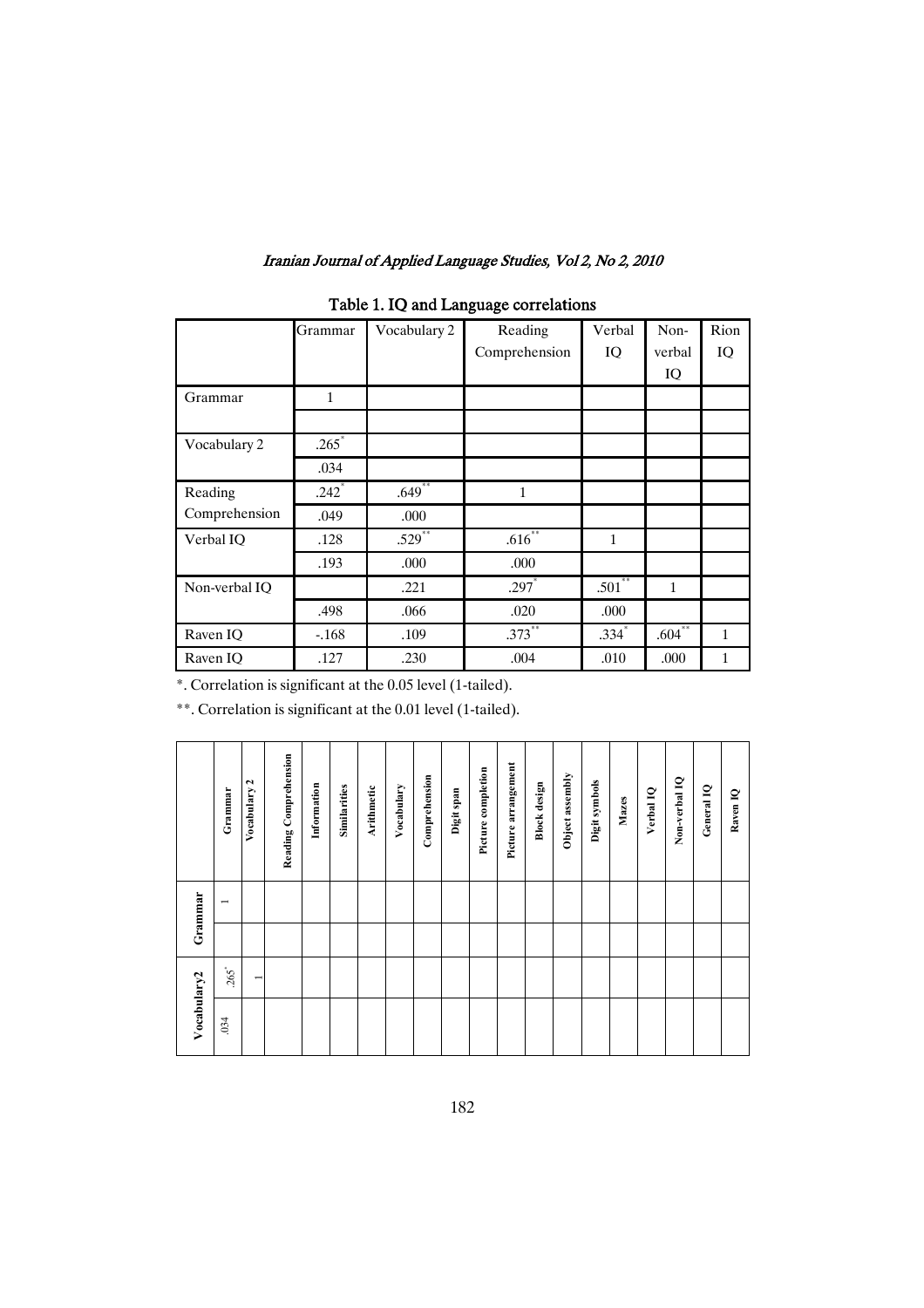Table 1. IQ and Language correlations

| | Grammar | Vocabulary 2 | Reading Comprehension | Verbal IQ | Non-verbal IQ | Rion IQ |
|---|---|---|---|---|---|---|
| Grammar | 1 | | | | | |
| | | | | | | |
| Vocabulary 2 | .265* | | | | | |
| | .034 | | | | | |
| Reading Comprehension | .242* | .649** | 1 | | | |
| | .049 | .000 | | | | |
| Verbal IQ | .128 | .529** | .616** | 1 | | |
| | .193 | .000 | .000 | | | |
| Non-verbal IQ | | .221 | .297* | .501** | 1 | |
| | .498 | .066 | .020 | .000 | | |
| Raven IQ | -.168 | .109 | .373** | .334* | .604** | 1 |
| Raven IQ | .127 | .230 | .004 | .010 | .000 | 1 |

*. Correlation is significant at the 0.05 level (1-tailed).

**. Correlation is significant at the 0.01 level (1-tailed).

| | Grammar | Vocabulary 2 | Reading Comprehension | Information | Similarities | Arithmetic | Vocabulary | Comprehension | Digit span | Picture completion | Picture arrangement | Block design | Object assembly | Digit symbols | Mazes | Verbal IQ | Non-verbal IQ | General IQ | Raven IQ |
|---|---|---|---|---|---|---|---|---|---|---|---|---|---|---|---|---|---|---|---|
| Grammar | 1 | | | | | | | | | | | | | | | | | | |
| | | | | | | | | | | | | | | | | | | | |
| Vocabulary2 | .265* | 1 | | | | | | | | | | | | | | | | | |
| | .034 | | | | | | | | | | | | | | | | | | |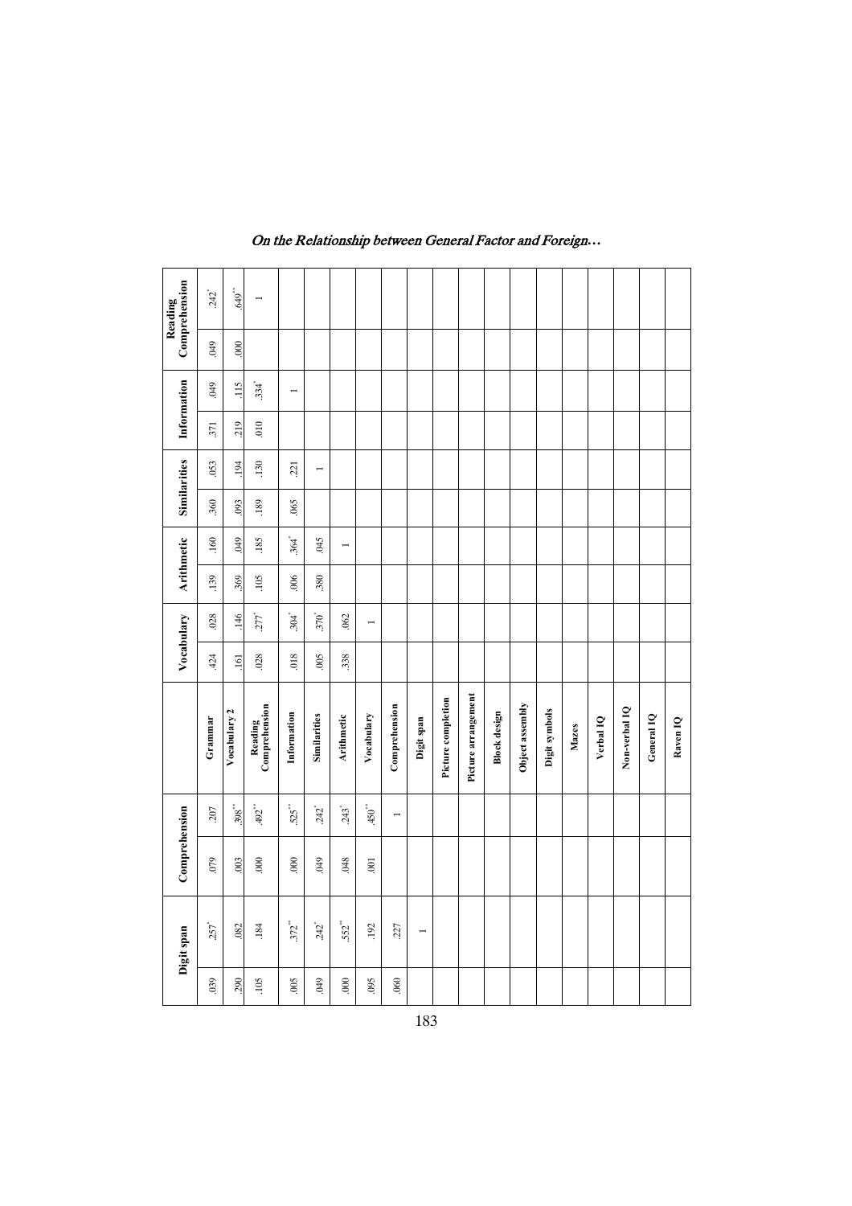| Digit span | | Comprehension | | | Vocabulary | | Arithmetic | | Similarities | | Information | | Reading Comprehension | |
|---|---|---|---|---|---|---|---|---|---|---|---|---|---|---|
| .039 | .257* | .079 | .207 | **Grammar** | .424 | .028 | .139 | .160 | .360 | .053 | .371 | .049 | .049 | .242* |
| .290 | .082 | .003 | .398** | **Vocabulary 2** | .161 | .146 | .369 | .049 | .093 | .194 | .219 | .115 | .000 | .649** |
| .105 | .184 | .000 | .492** | **Reading Comprehension** | .028 | .277* | .105 | .185 | .189 | .130 | .010 | .334* | | 1 |
| .005 | .372** | .000 | .525** | **Information** | .018 | .304* | .006 | .364* | .065 | .221 | | 1 | | |
| .049 | .242* | .049 | .242* | **Similarities** | .005 | .370* | .380 | .045 | | 1 | | | | |
| .000 | .552** | .048 | .243* | **Arithmetic** | .338 | .062 | | 1 | | | | | | |
| .095 | .192 | .001 | .450** | **Vocabulary** | | 1 | | | | | | | | |
| .060 | .227 | | 1 | **Comprehension** | | | | | | | | | | |
| | 1 | | | **Digit span** | | | | | | | | | | |
| | | | | **Picture completion** | | | | | | | | | | |
| | | | | **Picture arrangement** | | | | | | | | | | |
| | | | | **Block design** | | | | | | | | | | |
| | | | | **Object assembly** | | | | | | | | | | |
| | | | | **Digit symbols** | | | | | | | | | | |
| | | | | **Mazes** | | | | | | | | | | |
| | | | | **Verbal IQ** | | | | | | | | | | |
| | | | | **Non-verbal IQ** | | | | | | | | | | |
| | | | | **General IQ** | | | | | | | | | | |
| | | | | **Raven IQ** | | | | | | | | | | |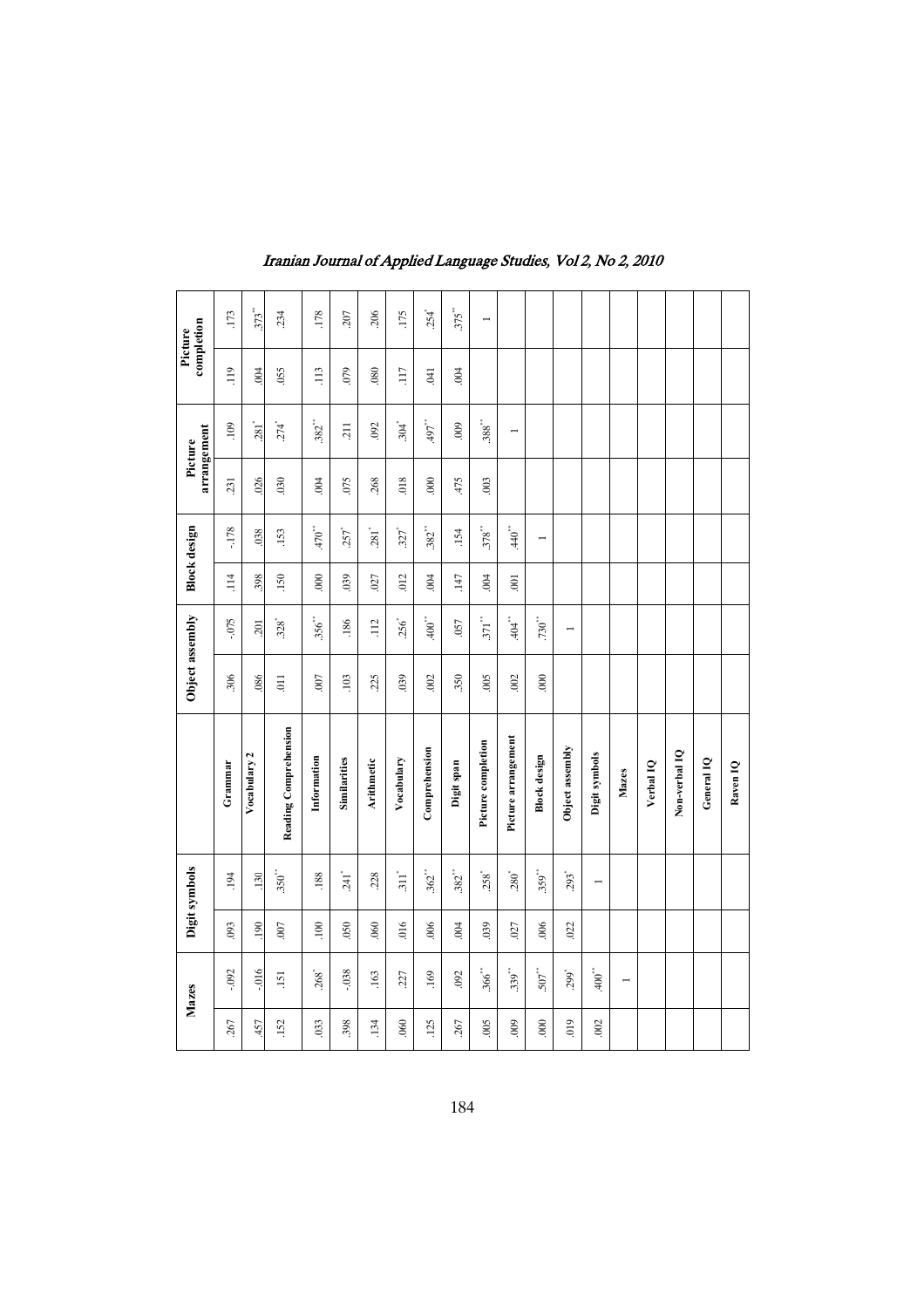| Mazes | | Digit symbols | | | Object assembly | | Block design | | Picture arrangement | | Picture completion | |
|---|---|---|---|---|---|---|---|---|---|---|---|---|
| .267 | -.092 | .093 | .194 | **Grammar** | .306 | -.075 | .114 | -.178 | .231 | .109 | .119 | .173 |
| .457 | -.016 | .190 | .130 | **Vocabulary 2** | .086 | .201 | .398 | .038 | .026 | .281* | .004 | .373** |
| .152 | .151 | .007 | .350** | **Reading Comprehension** | .011 | .328* | .150 | .153 | .030 | .274* | .055 | .234 |
| .033 | .268* | .100 | .188 | **Information** | .007 | .356** | .000 | .470** | .004 | .382** | .113 | .178 |
| .398 | -.038 | .050 | .241* | **Similarities** | .103 | .186 | .039 | .257* | .075 | .211 | .079 | .207 |
| .134 | .163 | .060 | .228 | **Arithmetic** | .225 | .112 | .027 | .281* | .268 | .092 | .080 | .206 |
| .060 | .227 | .016 | .311* | **Vocabulary** | .039 | .256* | .012 | .327* | .018 | .304* | .117 | .175 |
| .125 | .169 | .006 | .362** | **Comprehension** | .002 | .400** | .004 | .382** | .000 | .497** | .041 | .254* |
| .267 | .092 | .004 | .382** | **Digit span** | .350 | .057 | .147 | .154 | .475 | .009 | .004 | .375** |
| .005 | .366** | .039 | .258* | **Picture completion** | .005 | .371** | .004 | .378** | .003 | .388** | | 1 |
| .009 | .339** | .027 | .280* | **Picture arrangement** | .002 | .404** | .001 | .440** | | 1 | | |
| .000 | .507** | .006 | .359** | **Block design** | .000 | .730** | | 1 | | | | |
| .019 | .299* | .022 | .293* | **Object assembly** | | 1 | | | | | | |
| .002 | .400** | | 1 | **Digit symbols** | | | | | | | | |
| | 1 | | | **Mazes** | | | | | | | | |
| | | | | **Verbal IQ** | | | | | | | | |
| | | | | **Non-verbal IQ** | | | | | | | | |
| | | | | **General IQ** | | | | | | | | |
| | | | | **Raven IQ** | | | | | | | | |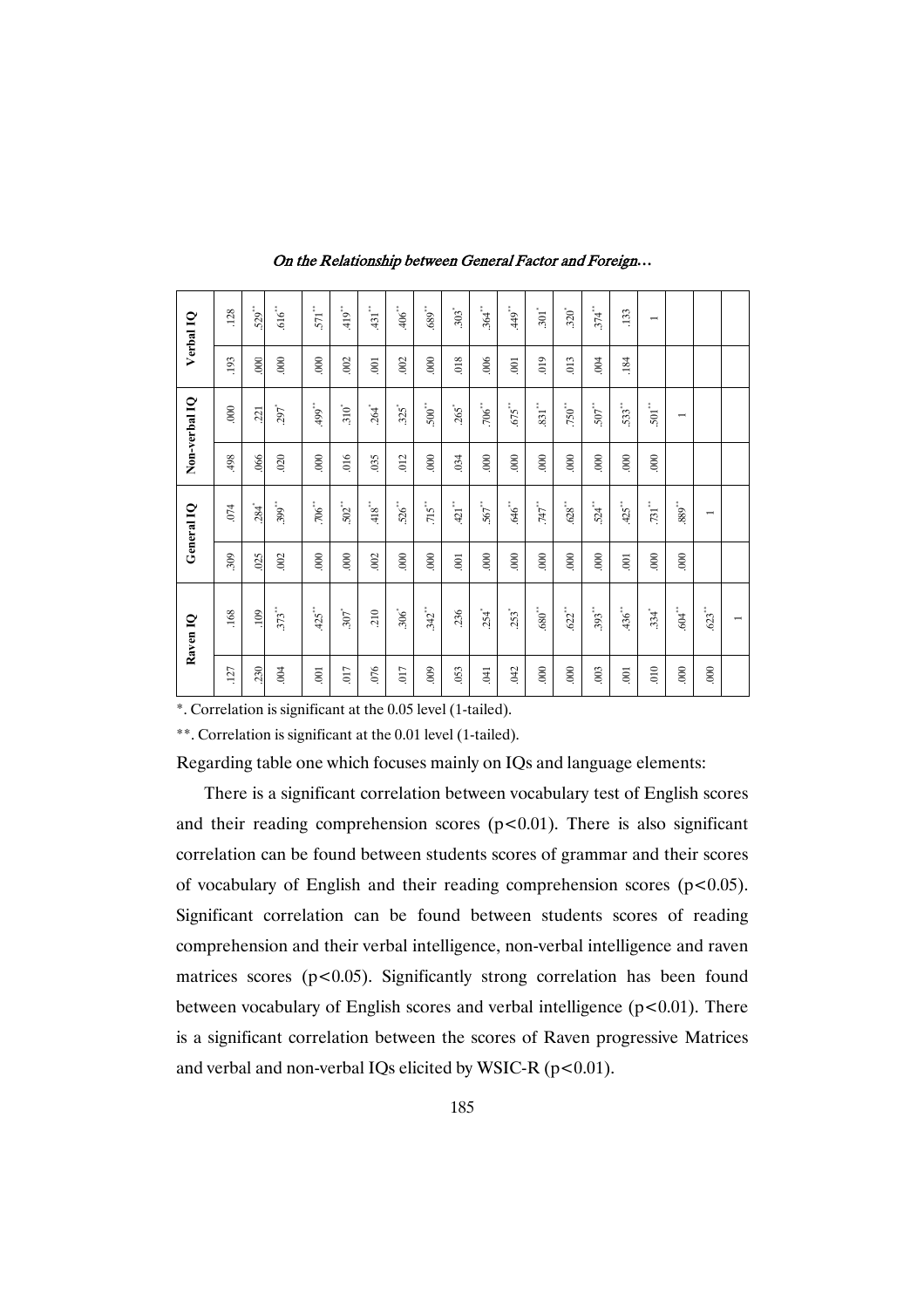| Verbal IQ | | Non-verbal IQ | | General IQ | | Raven IQ | |
|---|---|---|---|---|---|---|---|
| .128 | .193 | .000 | .498 | .074 | .309 | .168 | .127 |
| .529** | .000 | .221 | .066 | .284* | .025 | .109 | .230 |
| .616** | .000 | .297* | .020 | .399** | .002 | .373** | .004 |
| .571** | .000 | .499** | .000 | .706** | .000 | .425** | .001 |
| .419** | .002 | .310* | .016 | .502** | .000 | .307* | .017 |
| .431** | .001 | .264* | .035 | .418** | .002 | .210 | .076 |
| .406** | .002 | .325* | .012 | .526** | .000 | .306* | .017 |
| .689** | .000 | .500** | .000 | .715** | .000 | .342** | .009 |
| .303* | .018 | .265* | .034 | .421** | .001 | .236 | .053 |
| .364** | .006 | .706** | .000 | .567** | .000 | .254* | .041 |
| .449** | .001 | .675** | .000 | .646** | .000 | .253* | .042 |
| .301* | .019 | .831** | .000 | .747** | .000 | .680** | .000 |
| .320* | .013 | .750** | .000 | .628** | .000 | .622** | .000 |
| .374** | .004 | .507** | .000 | .524** | .000 | .393** | .003 |
| .133 | .184 | .533** | .000 | .425** | .001 | .436** | .001 |
| 1 | | .501** | .000 | .731** | .000 | .334* | .010 |
| | | 1 | | .889** | .000 | .604** | .000 |
| | | | | 1 | | .623** | .000 |
| | | | | | | 1 | |

*. Correlation is significant at the 0.05 level (1-tailed).

**. Correlation is significant at the 0.01 level (1-tailed).

Regarding table one which focuses mainly on IQs and language elements:

There is a significant correlation between vocabulary test of English scores and their reading comprehension scores ($p<0.01$). There is also significant correlation can be found between students scores of grammar and their scores of vocabulary of English and their reading comprehension scores ($p<0.05$). Significant correlation can be found between students scores of reading comprehension and their verbal intelligence, non-verbal intelligence and raven matrices scores ($p<0.05$). Significantly strong correlation has been found between vocabulary of English scores and verbal intelligence ($p<0.01$). There is a significant correlation between the scores of Raven progressive Matrices and verbal and non-verbal IQs elicited by WSIC-R ($p<0.01$).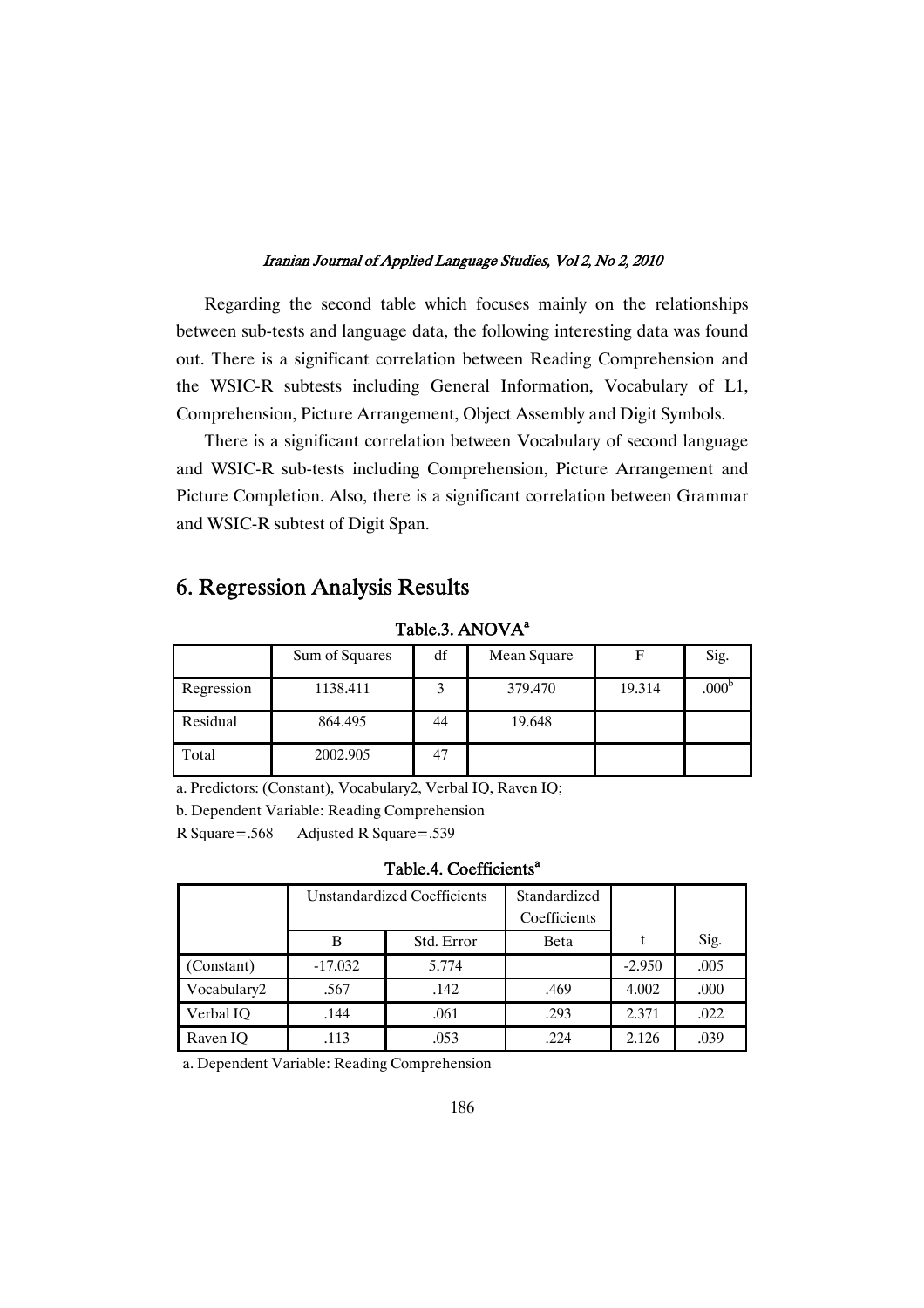Regarding the second table which focuses mainly on the relationships between sub-tests and language data, the following interesting data was found out. There is a significant correlation between Reading Comprehension and the WSIC-R subtests including General Information, Vocabulary of L1, Comprehension, Picture Arrangement, Object Assembly and Digit Symbols.

There is a significant correlation between Vocabulary of second language and WSIC-R sub-tests including Comprehension, Picture Arrangement and Picture Completion. Also, there is a significant correlation between Grammar and WSIC-R subtest of Digit Span.

## 6. Regression Analysis Results

**Table.3. ANOVA[a]**

| | Sum of Squares | df | Mean Square | F | Sig. |
|---|---|---|---|---|---|
| Regression | 1138.411 | 3 | 379.470 | 19.314 | .000[b] |
| Residual | 864.495 | 44 | 19.648 | | |
| Total | 2002.905 | 47 | | | |

a. Predictors: (Constant), Vocabulary2, Verbal IQ, Raven IQ;

b. Dependent Variable: Reading Comprehension

R Square=.568 Adjusted R Square=.539

**Table.4. Coefficients[a]**

| | Unstandardized Coefficients | | Standardized Coefficients | | |
|---|---|---|---|---|---|
| | B | Std. Error | Beta | t | Sig. |
| (Constant) | -17.032 | 5.774 | | -2.950 | .005 |
| Vocabulary2 | .567 | .142 | .469 | 4.002 | .000 |
| Verbal IQ | .144 | .061 | .293 | 2.371 | .022 |
| Raven IQ | .113 | .053 | .224 | 2.126 | .039 |

a. Dependent Variable: Reading Comprehension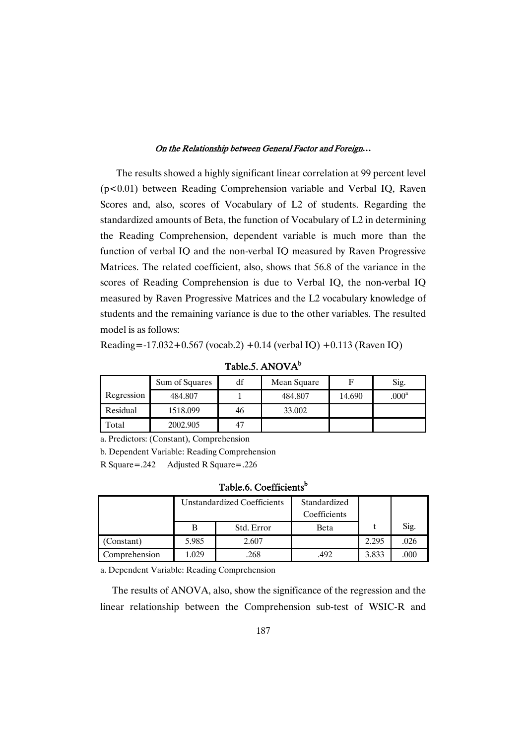The results showed a highly significant linear correlation at 99 percent level ($p<0.01$) between Reading Comprehension variable and Verbal IQ, Raven Scores and, also, scores of Vocabulary of L2 of students. Regarding the standardized amounts of Beta, the function of Vocabulary of L2 in determining the Reading Comprehension, dependent variable is much more than the function of verbal IQ and the non-verbal IQ measured by Raven Progressive Matrices. The related coefficient, also, shows that 56.8 of the variance in the scores of Reading Comprehension is due to Verbal IQ, the non-verbal IQ measured by Raven Progressive Matrices and the L2 vocabulary knowledge of students and the remaining variance is due to the other variables. The resulted model is as follows:

Reading=-17.032+0.567 (vocab.2) +0.14 (verbal IQ) +0.113 (Raven IQ)

**Table.5. ANOVA[b]**

| | Sum of Squares | df | Mean Square | F | Sig. |
|---|---|---|---|---|---|
| Regression | 484.807 | 1 | 484.807 | 14.690 | .000[a] |
| Residual | 1518.099 | 46 | 33.002 | | |
| Total | 2002.905 | 47 | | | |

a. Predictors: (Constant), Comprehension

b. Dependent Variable: Reading Comprehension

R Square=.242   Adjusted R Square=.226

**Table.6. Coefficients[b]**

| | Unstandardized Coefficients | | Standardized Coefficients | | |
|---|---|---|---|---|---|
| | B | Std. Error | Beta | t | Sig. |
| (Constant) | 5.985 | 2.607 | | 2.295 | .026 |
| Comprehension | 1.029 | .268 | .492 | 3.833 | .000 |

a. Dependent Variable: Reading Comprehension

The results of ANOVA, also, show the significance of the regression and the linear relationship between the Comprehension sub-test of WSIC-R and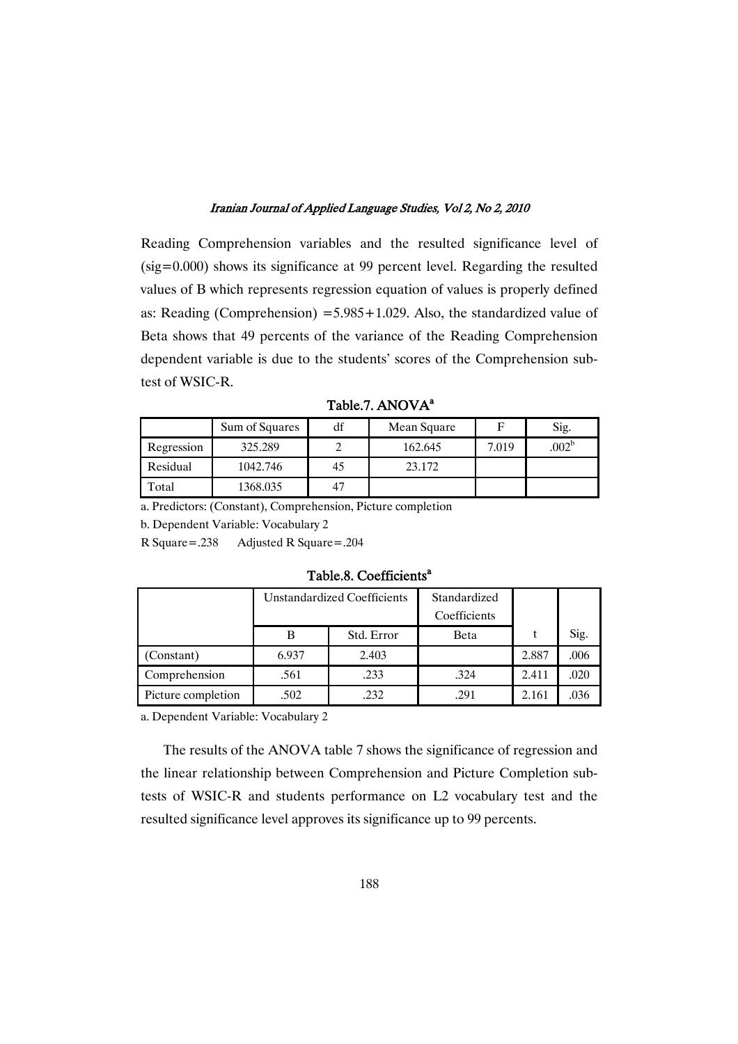Reading Comprehension variables and the resulted significance level of (sig=0.000) shows its significance at 99 percent level. Regarding the resulted values of B which represents regression equation of values is properly defined as: Reading (Comprehension) =5.985+1.029. Also, the standardized value of Beta shows that 49 percents of the variance of the Reading Comprehension dependent variable is due to the students' scores of the Comprehension sub-test of WSIC-R.

**Table.7. ANOVA[a]**

| | Sum of Squares | df | Mean Square | F | Sig. |
|---|---|---|---|---|---|
| Regression | 325.289 | 2 | 162.645 | 7.019 | .002[b] |
| Residual | 1042.746 | 45 | 23.172 | | |
| Total | 1368.035 | 47 | | | |

a. Predictors: (Constant), Comprehension, Picture completion

b. Dependent Variable: Vocabulary 2

R Square=.238 Adjusted R Square=.204

**Table.8. Coefficients[a]**

| | Unstandardized Coefficients | | Standardized Coefficients | | |
|---|---|---|---|---|---|
| | B | Std. Error | Beta | t | Sig. |
| (Constant) | 6.937 | 2.403 | | 2.887 | .006 |
| Comprehension | .561 | .233 | .324 | 2.411 | .020 |
| Picture completion | .502 | .232 | .291 | 2.161 | .036 |

a. Dependent Variable: Vocabulary 2

The results of the ANOVA table 7 shows the significance of regression and the linear relationship between Comprehension and Picture Completion sub-tests of WSIC-R and students performance on L2 vocabulary test and the resulted significance level approves its significance up to 99 percents.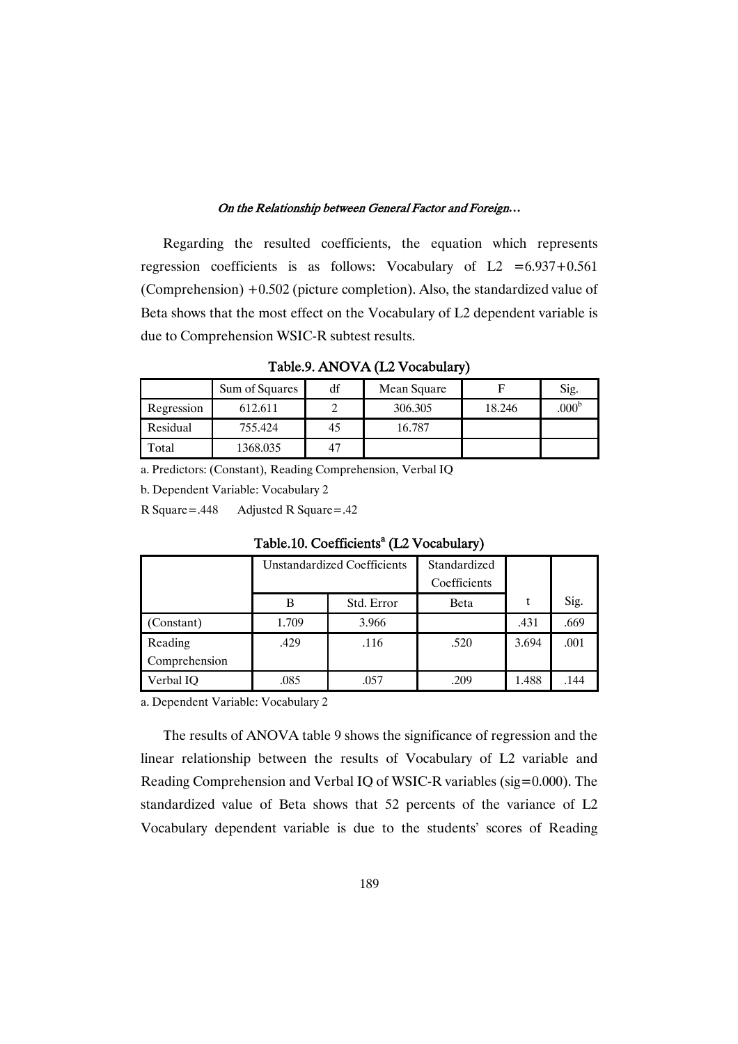Regarding the resulted coefficients, the equation which represents regression coefficients is as follows: Vocabulary of L2 =6.937+0.561 (Comprehension) +0.502 (picture completion). Also, the standardized value of Beta shows that the most effect on the Vocabulary of L2 dependent variable is due to Comprehension WSIC-R subtest results.

**Table.9. ANOVA (L2 Vocabulary)**

| | Sum of Squares | df | Mean Square | F | Sig. |
|---|---|---|---|---|---|
| Regression | 612.611 | 2 | 306.305 | 18.246 | .000[b] |
| Residual | 755.424 | 45 | 16.787 | | |
| Total | 1368.035 | 47 | | | |

a. Predictors: (Constant), Reading Comprehension, Verbal IQ

b. Dependent Variable: Vocabulary 2

R Square=.448 Adjusted R Square=.42

**Table.10. Coefficients[a] (L2 Vocabulary)**

| | Unstandardized Coefficients | | Standardized Coefficients | | |
|---|---|---|---|---|---|
| | B | Std. Error | Beta | t | Sig. |
| (Constant) | 1.709 | 3.966 | | .431 | .669 |
| Reading Comprehension | .429 | .116 | .520 | 3.694 | .001 |
| Verbal IQ | .085 | .057 | .209 | 1.488 | .144 |

a. Dependent Variable: Vocabulary 2

The results of ANOVA table 9 shows the significance of regression and the linear relationship between the results of Vocabulary of L2 variable and Reading Comprehension and Verbal IQ of WSIC-R variables (sig=0.000). The standardized value of Beta shows that 52 percents of the variance of L2 Vocabulary dependent variable is due to the students' scores of Reading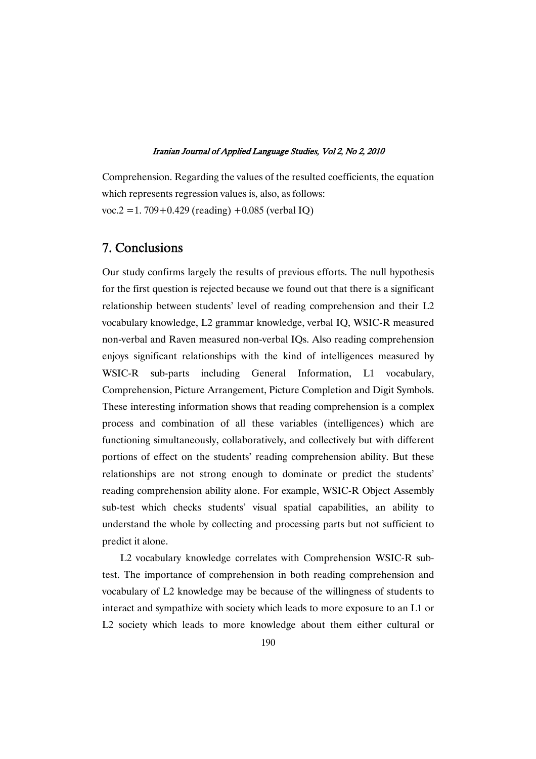Comprehension. Regarding the values of the resulted coefficients, the equation which represents regression values is, also, as follows:

$$voc.2 = 1.709 + 0.429\,(reading) + 0.085\,(verbal\ IQ)$$

## 7. Conclusions

Our study confirms largely the results of previous efforts. The null hypothesis for the first question is rejected because we found out that there is a significant relationship between students' level of reading comprehension and their L2 vocabulary knowledge, L2 grammar knowledge, verbal IQ, WSIC-R measured non-verbal and Raven measured non-verbal IQs. Also reading comprehension enjoys significant relationships with the kind of intelligences measured by WSIC-R sub-parts including General Information, L1 vocabulary, Comprehension, Picture Arrangement, Picture Completion and Digit Symbols. These interesting information shows that reading comprehension is a complex process and combination of all these variables (intelligences) which are functioning simultaneously, collaboratively, and collectively but with different portions of effect on the students' reading comprehension ability. But these relationships are not strong enough to dominate or predict the students' reading comprehension ability alone. For example, WSIC-R Object Assembly sub-test which checks students' visual spatial capabilities, an ability to understand the whole by collecting and processing parts but not sufficient to predict it alone.

L2 vocabulary knowledge correlates with Comprehension WSIC-R sub-test. The importance of comprehension in both reading comprehension and vocabulary of L2 knowledge may be because of the willingness of students to interact and sympathize with society which leads to more exposure to an L1 or L2 society which leads to more knowledge about them either cultural or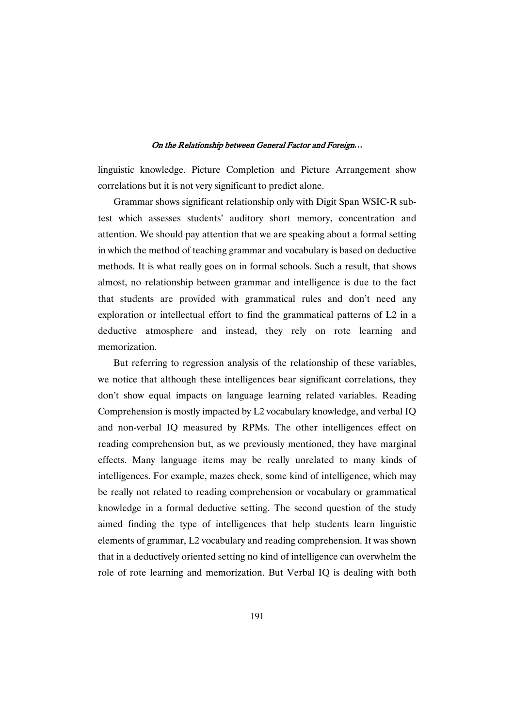linguistic knowledge. Picture Completion and Picture Arrangement show correlations but it is not very significant to predict alone.

Grammar shows significant relationship only with Digit Span WSIC-R sub-test which assesses students' auditory short memory, concentration and attention. We should pay attention that we are speaking about a formal setting in which the method of teaching grammar and vocabulary is based on deductive methods. It is what really goes on in formal schools. Such a result, that shows almost, no relationship between grammar and intelligence is due to the fact that students are provided with grammatical rules and don't need any exploration or intellectual effort to find the grammatical patterns of L2 in a deductive atmosphere and instead, they rely on rote learning and memorization.

But referring to regression analysis of the relationship of these variables, we notice that although these intelligences bear significant correlations, they don't show equal impacts on language learning related variables. Reading Comprehension is mostly impacted by L2 vocabulary knowledge, and verbal IQ and non-verbal IQ measured by RPMs. The other intelligences effect on reading comprehension but, as we previously mentioned, they have marginal effects. Many language items may be really unrelated to many kinds of intelligences. For example, mazes check, some kind of intelligence, which may be really not related to reading comprehension or vocabulary or grammatical knowledge in a formal deductive setting. The second question of the study aimed finding the type of intelligences that help students learn linguistic elements of grammar, L2 vocabulary and reading comprehension. It was shown that in a deductively oriented setting no kind of intelligence can overwhelm the role of rote learning and memorization. But Verbal IQ is dealing with both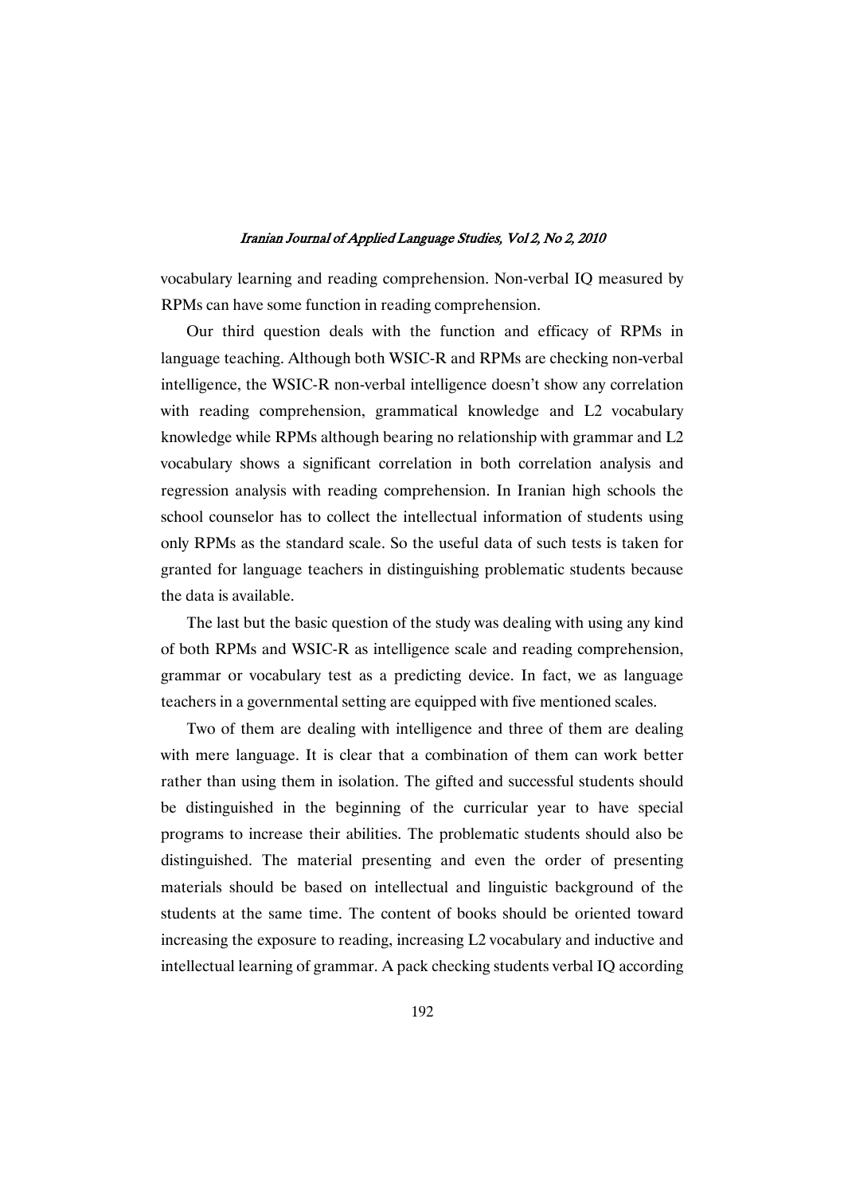vocabulary learning and reading comprehension. Non-verbal IQ measured by RPMs can have some function in reading comprehension.

Our third question deals with the function and efficacy of RPMs in language teaching. Although both WSIC-R and RPMs are checking non-verbal intelligence, the WSIC-R non-verbal intelligence doesn't show any correlation with reading comprehension, grammatical knowledge and L2 vocabulary knowledge while RPMs although bearing no relationship with grammar and L2 vocabulary shows a significant correlation in both correlation analysis and regression analysis with reading comprehension. In Iranian high schools the school counselor has to collect the intellectual information of students using only RPMs as the standard scale. So the useful data of such tests is taken for granted for language teachers in distinguishing problematic students because the data is available.

The last but the basic question of the study was dealing with using any kind of both RPMs and WSIC-R as intelligence scale and reading comprehension, grammar or vocabulary test as a predicting device. In fact, we as language teachers in a governmental setting are equipped with five mentioned scales.

Two of them are dealing with intelligence and three of them are dealing with mere language. It is clear that a combination of them can work better rather than using them in isolation. The gifted and successful students should be distinguished in the beginning of the curricular year to have special programs to increase their abilities. The problematic students should also be distinguished. The material presenting and even the order of presenting materials should be based on intellectual and linguistic background of the students at the same time. The content of books should be oriented toward increasing the exposure to reading, increasing L2 vocabulary and inductive and intellectual learning of grammar. A pack checking students verbal IQ according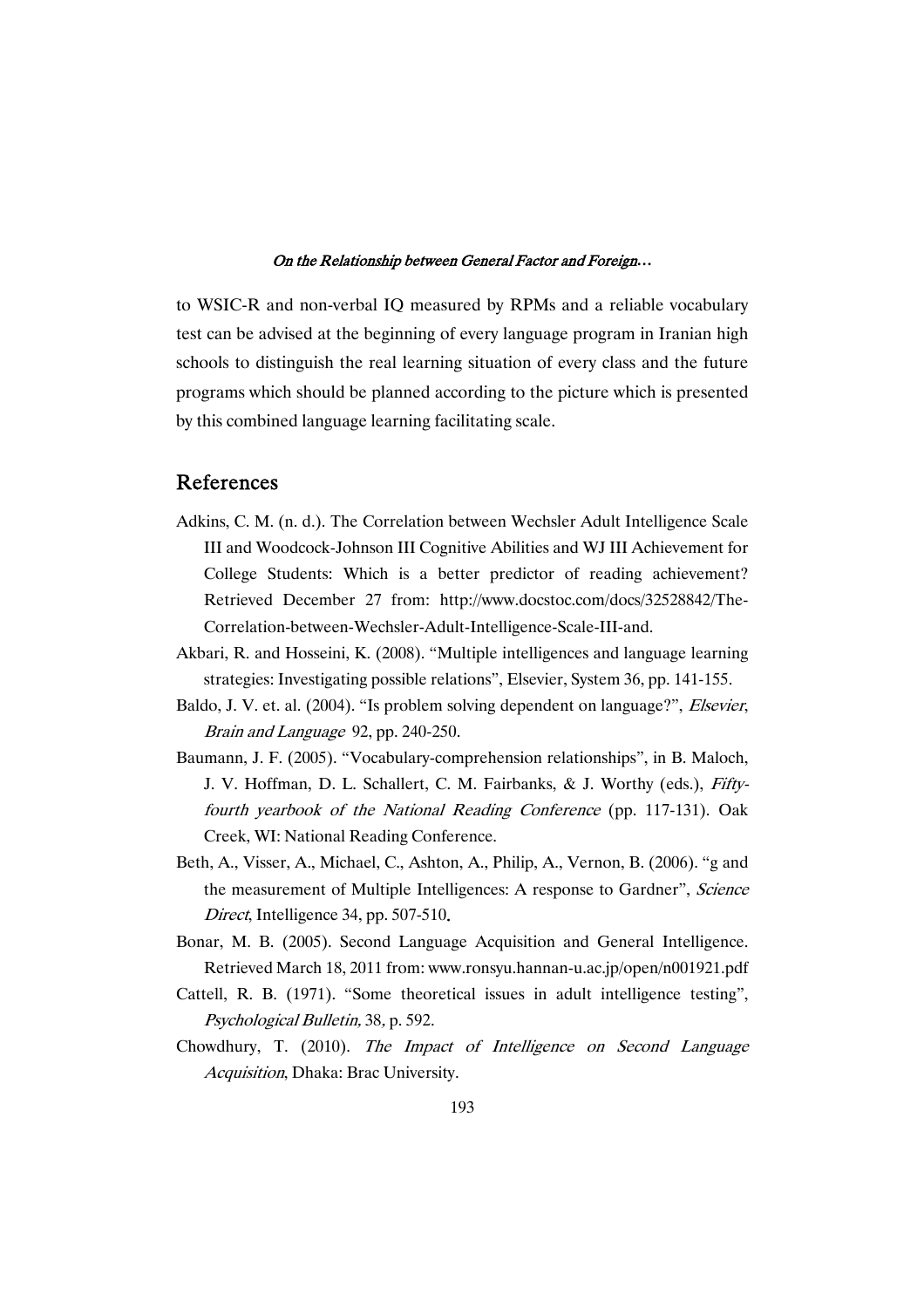to WSIC-R and non-verbal IQ measured by RPMs and a reliable vocabulary test can be advised at the beginning of every language program in Iranian high schools to distinguish the real learning situation of every class and the future programs which should be planned according to the picture which is presented by this combined language learning facilitating scale.

## References

Adkins, C. M. (n. d.). The Correlation between Wechsler Adult Intelligence Scale III and Woodcock-Johnson III Cognitive Abilities and WJ III Achievement for College Students: Which is a better predictor of reading achievement? Retrieved December 27 from: http://www.docstoc.com/docs/32528842/The-Correlation-between-Wechsler-Adult-Intelligence-Scale-III-and.

Akbari, R. and Hosseini, K. (2008). "Multiple intelligences and language learning strategies: Investigating possible relations", Elsevier, System 36, pp. 141-155.

Baldo, J. V. et. al. (2004). "Is problem solving dependent on language?", *Elsevier*, *Brain and Language* 92, pp. 240-250.

Baumann, J. F. (2005). "Vocabulary-comprehension relationships", in B. Maloch, J. V. Hoffman, D. L. Schallert, C. M. Fairbanks, & J. Worthy (eds.), *Fifty-fourth yearbook of the National Reading Conference* (pp. 117-131). Oak Creek, WI: National Reading Conference.

Beth, A., Visser, A., Michael, C., Ashton, A., Philip, A., Vernon, B. (2006). "g and the measurement of Multiple Intelligences: A response to Gardner", *Science Direct*, Intelligence 34, pp. 507-510.

Bonar, M. B. (2005). Second Language Acquisition and General Intelligence. Retrieved March 18, 2011 from: www.ronsyu.hannan-u.ac.jp/open/n001921.pdf

Cattell, R. B. (1971). "Some theoretical issues in adult intelligence testing", *Psychological Bulletin,* 38, p. 592.

Chowdhury, T. (2010). *The Impact of Intelligence on Second Language Acquisition*, Dhaka: Brac University.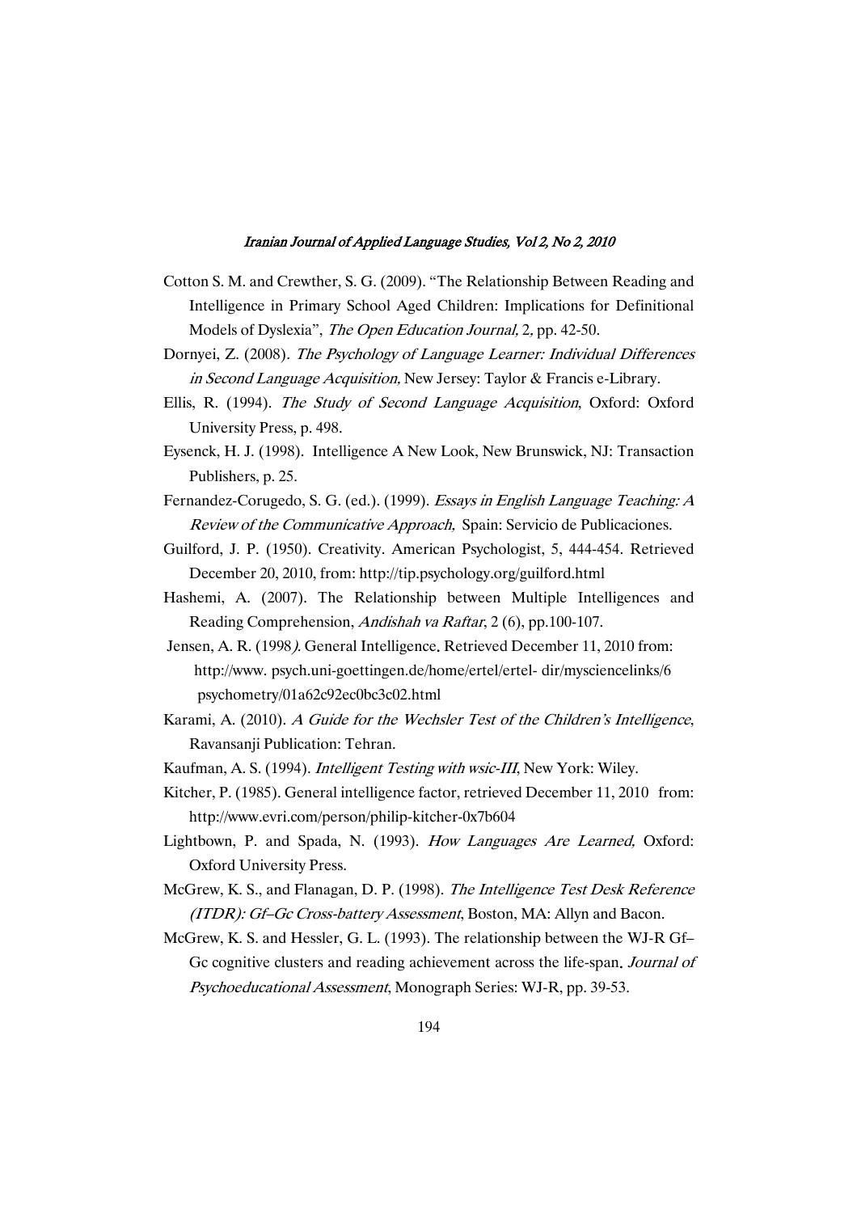Cotton S. M. and Crewther, S. G. (2009). "The Relationship Between Reading and Intelligence in Primary School Aged Children: Implications for Definitional Models of Dyslexia", *The Open Education Journal,* 2, pp. 42-50.

Dornyei, Z. (2008). *The Psychology of Language Learner: Individual Differences in Second Language Acquisition,* New Jersey: Taylor & Francis e-Library.

Ellis, R. (1994). *The Study of Second Language Acquisition*, Oxford: Oxford University Press, p. 498.

Eysenck, H. J. (1998). Intelligence A New Look, New Brunswick, NJ: Transaction Publishers, p. 25.

Fernandez-Corugedo, S. G. (ed.). (1999). *Essays in English Language Teaching: A Review of the Communicative Approach,* Spain: Servicio de Publicaciones.

Guilford, J. P. (1950). Creativity. American Psychologist, 5, 444-454. Retrieved December 20, 2010, from: http://tip.psychology.org/guilford.html

Hashemi, A. (2007). The Relationship between Multiple Intelligences and Reading Comprehension, *Andishah va Raftar*, 2 (6), pp.100-107.

Jensen, A. R. (1998). General Intelligence. Retrieved December 11, 2010 from: http://www. psych.uni-goettingen.de/home/ertel/ertel- dir/mysciencelinks/6 psychometry/01a62c92ec0bc3c02.html

Karami, A. (2010). *A Guide for the Wechsler Test of the Children's Intelligence*, Ravansanji Publication: Tehran.

Kaufman, A. S. (1994). *Intelligent Testing with wsic-III*, New York: Wiley.

Kitcher, P. (1985). General intelligence factor, retrieved December 11, 2010 from: http://www.evri.com/person/philip-kitcher-0x7b604

Lightbown, P. and Spada, N. (1993). *How Languages Are Learned,* Oxford: Oxford University Press.

McGrew, K. S., and Flanagan, D. P. (1998). *The Intelligence Test Desk Reference (ITDR): Gf–Gc Cross-battery Assessment*, Boston, MA: Allyn and Bacon.

McGrew, K. S. and Hessler, G. L. (1993). The relationship between the WJ-R Gf–Gc cognitive clusters and reading achievement across the life-span. *Journal of Psychoeducational Assessment*, Monograph Series: WJ-R, pp. 39-53.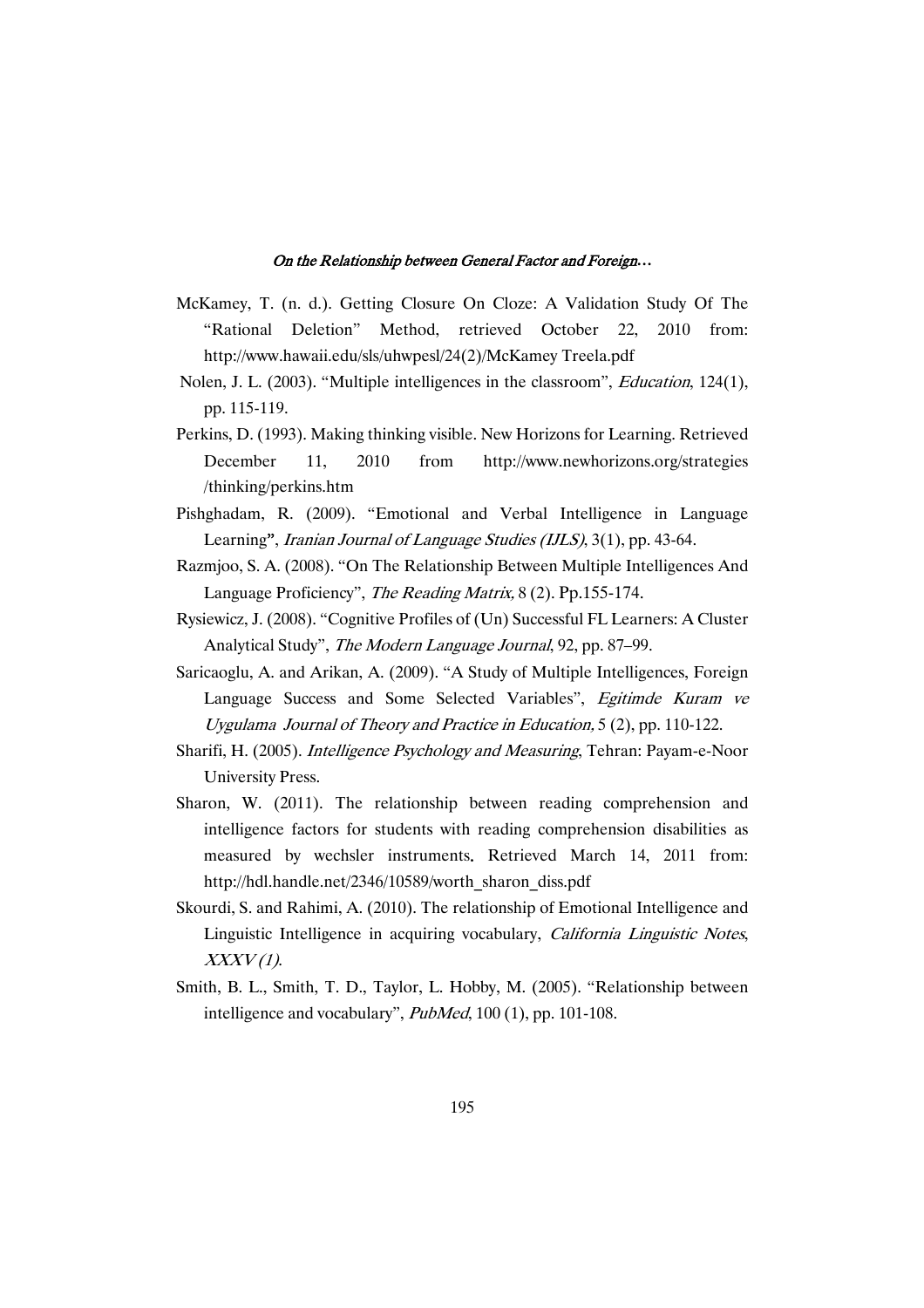McKamey, T. (n. d.). Getting Closure On Cloze: A Validation Study Of The "Rational Deletion" Method, retrieved October 22, 2010 from: http://www.hawaii.edu/sls/uhwpesl/24(2)/McKamey Treela.pdf

Nolen, J. L. (2003). "Multiple intelligences in the classroom", *Education*, 124(1), pp. 115-119.

Perkins, D. (1993). Making thinking visible. New Horizons for Learning. Retrieved December 11, 2010 from http://www.newhorizons.org/strategies /thinking/perkins.htm

Pishghadam, R. (2009). "Emotional and Verbal Intelligence in Language Learning", *Iranian Journal of Language Studies (IJLS)*, 3(1), pp. 43-64.

Razmjoo, S. A. (2008). "On The Relationship Between Multiple Intelligences And Language Proficiency", *The Reading Matrix,* 8 (2). Pp.155-174.

Rysiewicz, J. (2008). "Cognitive Profiles of (Un) Successful FL Learners: A Cluster Analytical Study", *The Modern Language Journal*, 92, pp. 87–99.

Saricaoglu, A. and Arikan, A. (2009). "A Study of Multiple Intelligences, Foreign Language Success and Some Selected Variables", *Egitimde Kuram ve Uygulama Journal of Theory and Practice in Education,* 5 (2), pp. 110-122.

Sharifi, H. (2005). *Intelligence Psychology and Measuring*, Tehran: Payam-e-Noor University Press.

Sharon, W. (2011). The relationship between reading comprehension and intelligence factors for students with reading comprehension disabilities as measured by wechsler instruments. Retrieved March 14, 2011 from: http://hdl.handle.net/2346/10589/worth_sharon_diss.pdf

Skourdi, S. and Rahimi, A. (2010). The relationship of Emotional Intelligence and Linguistic Intelligence in acquiring vocabulary, *California Linguistic Notes*, *XXXV (1)*.

Smith, B. L., Smith, T. D., Taylor, L. Hobby, M. (2005). "Relationship between intelligence and vocabulary", *PubMed*, 100 (1), pp. 101-108.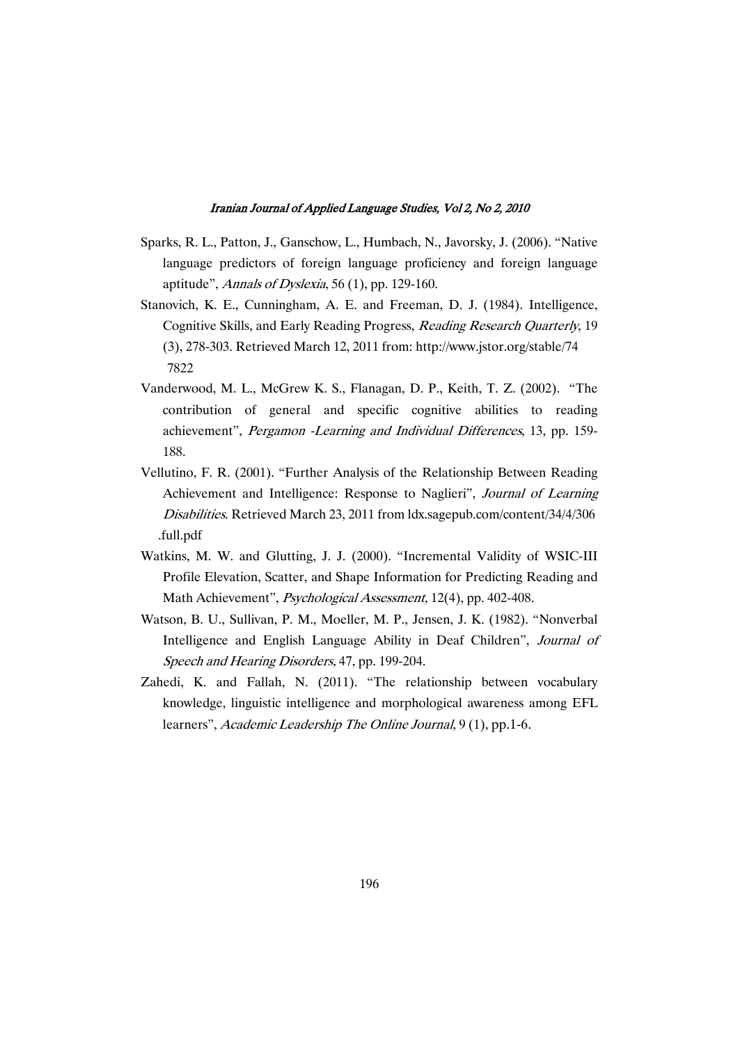Sparks, R. L., Patton, J., Ganschow, L., Humbach, N., Javorsky, J. (2006). "Native language predictors of foreign language proficiency and foreign language aptitude", *Annals of Dyslexia*, 56 (1), pp. 129-160.

Stanovich, K. E., Cunningham, A. E. and Freeman, D. J. (1984). Intelligence, Cognitive Skills, and Early Reading Progress, *Reading Research Quarterly*, 19 (3), 278-303. Retrieved March 12, 2011 from: http://www.jstor.org/stable/74 7822

Vanderwood, M. L., McGrew K. S., Flanagan, D. P., Keith, T. Z. (2002). "The contribution of general and specific cognitive abilities to reading achievement", *Pergamon -Learning and Individual Differences*, 13, pp. 159-188.

Vellutino, F. R. (2001). "Further Analysis of the Relationship Between Reading Achievement and Intelligence: Response to Naglieri", *Journal of Learning Disabilities*. Retrieved March 23, 2011 from ldx.sagepub.com/content/34/4/306 .full.pdf

Watkins, M. W. and Glutting, J. J. (2000). "Incremental Validity of WSIC-III Profile Elevation, Scatter, and Shape Information for Predicting Reading and Math Achievement", *Psychological Assessment,* 12(4), pp. 402-408.

Watson, B. U., Sullivan, P. M., Moeller, M. P., Jensen, J. K. (1982). "Nonverbal Intelligence and English Language Ability in Deaf Children", *Journal of Speech and Hearing Disorders,* 47, pp. 199-204.

Zahedi, K. and Fallah, N. (2011). "The relationship between vocabulary knowledge, linguistic intelligence and morphological awareness among EFL learners", *Academic Leadership The Online Journal*, 9 (1), pp.1-6.